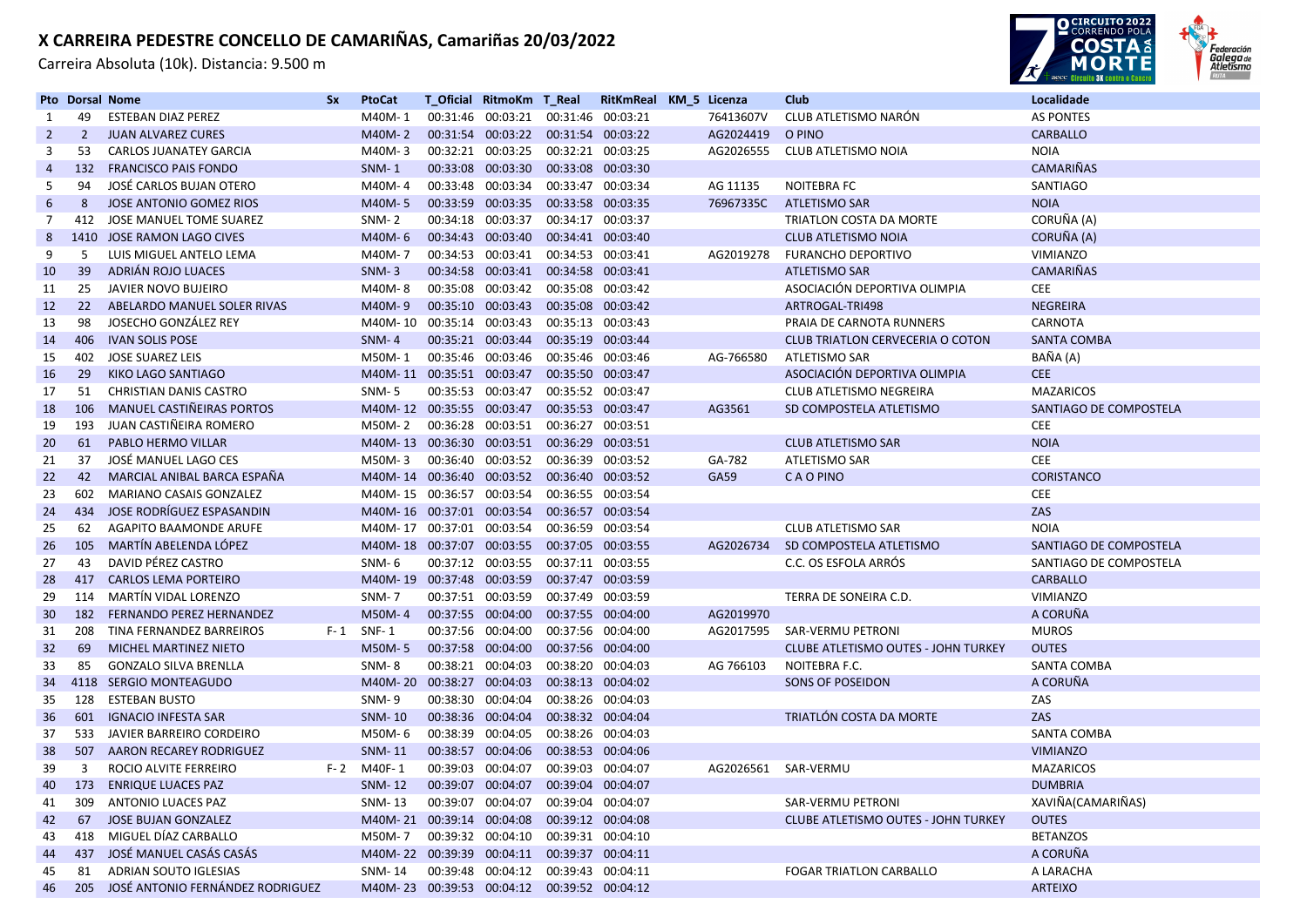# X CARREIRA PEDESTRE CONCELLO DE CAMARIÑAS, Camariñas 20/03/2022

Carreira Absoluta (10k). Distancia: 9.500 m

| Pto | Dorsal | Nome | Sx | PtoCat | T_Oficial | RitmoKm | T_Real | RitKmReal | KM_5 | Licenza | Club | Localidade |
|---|---|---|---|---|---|---|---|---|---|---|---|---|
| 1 | 49 | ESTEBAN DIAZ PEREZ | | M40M- 1 | 00:31:46 | 00:03:21 | 00:31:46 | 00:03:21 | | 76413607V | CLUB ATLETISMO NARÓN | AS PONTES |
| 2 | 2 | JUAN ALVAREZ CURES | | M40M- 2 | 00:31:54 | 00:03:22 | 00:31:54 | 00:03:22 | | AG2024419 | O PINO | CARBALLO |
| 3 | 53 | CARLOS JUANATEY GARCIA | | M40M- 3 | 00:32:21 | 00:03:25 | 00:32:21 | 00:03:25 | | AG2026555 | CLUB ATLETISMO NOIA | NOIA |
| 4 | 132 | FRANCISCO PAIS FONDO | | SNM- 1 | 00:33:08 | 00:03:30 | 00:33:08 | 00:03:30 | | | | CAMARIÑAS |
| 5 | 94 | JOSÉ CARLOS BUJAN OTERO | | M40M- 4 | 00:33:48 | 00:03:34 | 00:33:47 | 00:03:34 | | AG 11135 | NOITEBRA FC | SANTIAGO |
| 6 | 8 | JOSE ANTONIO GOMEZ RIOS | | M40M- 5 | 00:33:59 | 00:03:35 | 00:33:58 | 00:03:35 | | 76967335C | ATLETISMO SAR | NOIA |
| 7 | 412 | JOSE MANUEL TOME SUAREZ | | SNM- 2 | 00:34:18 | 00:03:37 | 00:34:17 | 00:03:37 | | | TRIATLON COSTA DA MORTE | CORUÑA (A) |
| 8 | 1410 | JOSE RAMON LAGO CIVES | | M40M- 6 | 00:34:43 | 00:03:40 | 00:34:41 | 00:03:40 | | | CLUB ATLETISMO NOIA | CORUÑA (A) |
| 9 | 5 | LUIS MIGUEL ANTELO LEMA | | M40M- 7 | 00:34:53 | 00:03:41 | 00:34:53 | 00:03:41 | | AG2019278 | FURANCHO DEPORTIVO | VIMIANZO |
| 10 | 39 | ADRIÁN ROJO LUACES | | SNM- 3 | 00:34:58 | 00:03:41 | 00:34:58 | 00:03:41 | | | ATLETISMO SAR | CAMARIÑAS |
| 11 | 25 | JAVIER NOVO BUJEIRO | | M40M- 8 | 00:35:08 | 00:03:42 | 00:35:08 | 00:03:42 | | | ASOCIACIÓN DEPORTIVA OLIMPIA | CEE |
| 12 | 22 | ABELARDO MANUEL SOLER RIVAS | | M40M- 9 | 00:35:10 | 00:03:43 | 00:35:08 | 00:03:42 | | | ARTROGAL-TRI498 | NEGREIRA |
| 13 | 98 | JOSECHO GONZÁLEZ REY | | M40M- 10 | 00:35:14 | 00:03:43 | 00:35:13 | 00:03:43 | | | PRAIA DE CARNOTA RUNNERS | CARNOTA |
| 14 | 406 | IVAN SOLIS POSE | | SNM- 4 | 00:35:21 | 00:03:44 | 00:35:19 | 00:03:44 | | | CLUB TRIATLON CERVECERIA O COTON | SANTA COMBA |
| 15 | 402 | JOSE SUAREZ LEIS | | M50M- 1 | 00:35:46 | 00:03:46 | 00:35:46 | 00:03:46 | | AG-766580 | ATLETISMO SAR | BAÑA (A) |
| 16 | 29 | KIKO LAGO SANTIAGO | | M40M- 11 | 00:35:51 | 00:03:47 | 00:35:50 | 00:03:47 | | | ASOCIACIÓN DEPORTIVA OLIMPIA | CEE |
| 17 | 51 | CHRISTIAN DANIS CASTRO | | SNM- 5 | 00:35:53 | 00:03:47 | 00:35:52 | 00:03:47 | | | CLUB ATLETISMO NEGREIRA | MAZARICOS |
| 18 | 106 | MANUEL CASTIÑEIRAS PORTOS | | M40M- 12 | 00:35:55 | 00:03:47 | 00:35:53 | 00:03:47 | | AG3561 | SD COMPOSTELA ATLETISMO | SANTIAGO DE COMPOSTELA |
| 19 | 193 | JUAN CASTIÑEIRA ROMERO | | M50M- 2 | 00:36:28 | 00:03:51 | 00:36:27 | 00:03:51 | | | | CEE |
| 20 | 61 | PABLO HERMO VILLAR | | M40M- 13 | 00:36:30 | 00:03:51 | 00:36:29 | 00:03:51 | | | CLUB ATLETISMO SAR | NOIA |
| 21 | 37 | JOSÉ MANUEL LAGO CES | | M50M- 3 | 00:36:40 | 00:03:52 | 00:36:39 | 00:03:52 | | GA-782 | ATLETISMO SAR | CEE |
| 22 | 42 | MARCIAL ANIBAL BARCA ESPAÑA | | M40M- 14 | 00:36:40 | 00:03:52 | 00:36:40 | 00:03:52 | | GA59 | C A O PINO | CORISTANCO |
| 23 | 602 | MARIANO CASAIS GONZALEZ | | M40M- 15 | 00:36:57 | 00:03:54 | 00:36:55 | 00:03:54 | | | | CEE |
| 24 | 434 | JOSE RODRÍGUEZ ESPASANDIN | | M40M- 16 | 00:37:01 | 00:03:54 | 00:36:57 | 00:03:54 | | | | ZAS |
| 25 | 62 | AGAPITO BAAMONDE ARUFE | | M40M- 17 | 00:37:01 | 00:03:54 | 00:36:59 | 00:03:54 | | | CLUB ATLETISMO SAR | NOIA |
| 26 | 105 | MARTÍN ABELENDA LÓPEZ | | M40M- 18 | 00:37:07 | 00:03:55 | 00:37:05 | 00:03:55 | | AG2026734 | SD COMPOSTELA ATLETISMO | SANTIAGO DE COMPOSTELA |
| 27 | 43 | DAVID PÉREZ CASTRO | | SNM- 6 | 00:37:12 | 00:03:55 | 00:37:11 | 00:03:55 | | | C.C. OS ESFOLA ARRÓS | SANTIAGO DE COMPOSTELA |
| 28 | 417 | CARLOS LEMA PORTEIRO | | M40M- 19 | 00:37:48 | 00:03:59 | 00:37:47 | 00:03:59 | | | | CARBALLO |
| 29 | 114 | MARTÍN VIDAL LORENZO | | SNM- 7 | 00:37:51 | 00:03:59 | 00:37:49 | 00:03:59 | | | TERRA DE SONEIRA C.D. | VIMIANZO |
| 30 | 182 | FERNANDO PEREZ HERNANDEZ | | M50M- 4 | 00:37:55 | 00:04:00 | 00:37:55 | 00:04:00 | | AG2019970 | | A CORUÑA |
| 31 | 208 | TINA FERNANDEZ BARREIROS | F- 1 | SNF- 1 | 00:37:56 | 00:04:00 | 00:37:56 | 00:04:00 | | AG2017595 | SAR-VERMU PETRONI | MUROS |
| 32 | 69 | MICHEL MARTINEZ NIETO | | M50M- 5 | 00:37:58 | 00:04:00 | 00:37:56 | 00:04:00 | | | CLUBE ATLETISMO OUTES - JOHN TURKEY | OUTES |
| 33 | 85 | GONZALO SILVA BRENLLA | | SNM- 8 | 00:38:21 | 00:04:03 | 00:38:20 | 00:04:03 | | AG 766103 | NOITEBRA F.C. | SANTA COMBA |
| 34 | 4118 | SERGIO MONTEAGUDO | | M40M- 20 | 00:38:27 | 00:04:03 | 00:38:13 | 00:04:02 | | | SONS OF POSEIDON | A CORUÑA |
| 35 | 128 | ESTEBAN BUSTO | | SNM- 9 | 00:38:30 | 00:04:04 | 00:38:26 | 00:04:03 | | | | ZAS |
| 36 | 601 | IGNACIO INFESTA SAR | | SNM- 10 | 00:38:36 | 00:04:04 | 00:38:32 | 00:04:04 | | | TRIATLÓN COSTA DA MORTE | ZAS |
| 37 | 533 | JAVIER BARREIRO CORDEIRO | | M50M- 6 | 00:38:39 | 00:04:05 | 00:38:26 | 00:04:03 | | | | SANTA COMBA |
| 38 | 507 | AARON RECAREY RODRIGUEZ | | SNM- 11 | 00:38:57 | 00:04:06 | 00:38:53 | 00:04:06 | | | | VIMIANZO |
| 39 | 3 | ROCIO ALVITE FERREIRO | F- 2 | M40F- 1 | 00:39:03 | 00:04:07 | 00:39:03 | 00:04:07 | | AG2026561 | SAR-VERMU | MAZARICOS |
| 40 | 173 | ENRIQUE LUACES PAZ | | SNM- 12 | 00:39:07 | 00:04:07 | 00:39:04 | 00:04:07 | | | | DUMBRIA |
| 41 | 309 | ANTONIO LUACES PAZ | | SNM- 13 | 00:39:07 | 00:04:07 | 00:39:04 | 00:04:07 | | | SAR-VERMU PETRONI | XAVIÑA(CAMARIÑAS) |
| 42 | 67 | JOSE BUJAN GONZALEZ | | M40M- 21 | 00:39:14 | 00:04:08 | 00:39:12 | 00:04:08 | | | CLUBE ATLETISMO OUTES - JOHN TURKEY | OUTES |
| 43 | 418 | MIGUEL DÍAZ CARBALLO | | M50M- 7 | 00:39:32 | 00:04:10 | 00:39:31 | 00:04:10 | | | | BETANZOS |
| 44 | 437 | JOSÉ MANUEL CASÁS CASÁS | | M40M- 22 | 00:39:39 | 00:04:11 | 00:39:37 | 00:04:11 | | | | A CORUÑA |
| 45 | 81 | ADRIAN SOUTO IGLESIAS | | SNM- 14 | 00:39:48 | 00:04:12 | 00:39:43 | 00:04:11 | | | FOGAR TRIATLON CARBALLO | A LARACHA |
| 46 | 205 | JOSÉ ANTONIO FERNÁNDEZ RODRIGUEZ | | M40M- 23 | 00:39:53 | 00:04:12 | 00:39:52 | 00:04:12 | | | | ARTEIXO |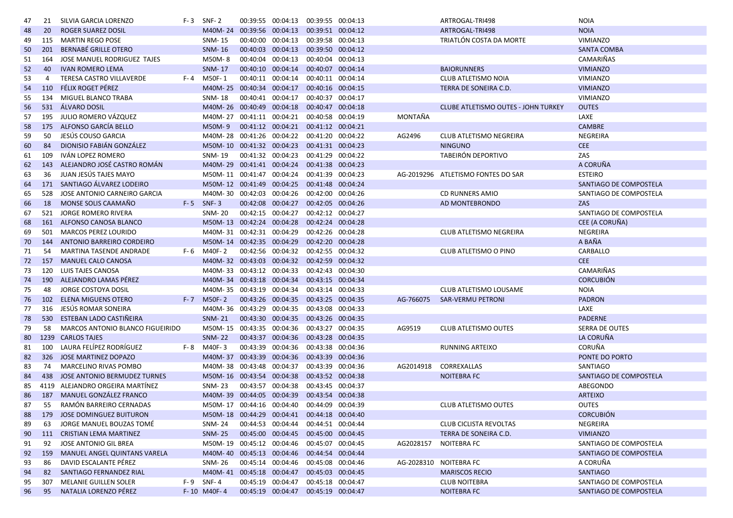| | | | | | | | | | | | |
|---|---|---|---|---|---|---|---|---|---|---|---|
| 47 | 21 | SILVIA GARCIA LORENZO | F- 3 | SNF- 2 | 00:39:55 | 00:04:13 | 00:39:55 | 00:04:13 | | ARTROGAL-TRI498 | NOIA |
| 48 | 20 | ROGER SUAREZ DOSIL | | M40M- 24 | 00:39:56 | 00:04:13 | 00:39:51 | 00:04:12 | | ARTROGAL-TRI498 | NOIA |
| 49 | 115 | MARTIN REGO POSE | | SNM- 15 | 00:40:00 | 00:04:13 | 00:39:58 | 00:04:13 | | TRIATLÓN COSTA DA MORTE | VIMIANZO |
| 50 | 201 | BERNABÉ GRILLE OTERO | | SNM- 16 | 00:40:03 | 00:04:13 | 00:39:50 | 00:04:12 | | | SANTA COMBA |
| 51 | 164 | JOSE MANUEL RODRIGUEZ TAJES | | M50M- 8 | 00:40:04 | 00:04:13 | 00:40:04 | 00:04:13 | | | CAMARIÑAS |
| 52 | 40 | IVAN ROMERO LEMA | | SNM- 17 | 00:40:10 | 00:04:14 | 00:40:07 | 00:04:14 | | BAIORUNNERS | VIMIANZO |
| 53 | 4 | TERESA CASTRO VILLAVERDE | F- 4 | M50F- 1 | 00:40:11 | 00:04:14 | 00:40:11 | 00:04:14 | | CLUB ATLETISMO NOIA | VIMIANZO |
| 54 | 110 | FÉLIX ROGET PÉREZ | | M40M- 25 | 00:40:34 | 00:04:17 | 00:40:16 | 00:04:15 | | TERRA DE SONEIRA C.D. | VIMIANZO |
| 55 | 134 | MIGUEL BLANCO TRABA | | SNM- 18 | 00:40:41 | 00:04:17 | 00:40:37 | 00:04:17 | | | VIMIANZO |
| 56 | 531 | ÁLVARO DOSIL | | M40M- 26 | 00:40:49 | 00:04:18 | 00:40:47 | 00:04:18 | | CLUBE ATLETISMO OUTES - JOHN TURKEY | OUTES |
| 57 | 195 | JULIO ROMERO VÁZQUEZ | | M40M- 27 | 00:41:11 | 00:04:21 | 00:40:58 | 00:04:19 | MONTAÑA | | LAXE |
| 58 | 175 | ALFONSO GARCÍA BELLO | | M50M- 9 | 00:41:12 | 00:04:21 | 00:41:12 | 00:04:21 | | | CAMBRE |
| 59 | 50 | JESÚS COUSO GARCIA | | M40M- 28 | 00:41:26 | 00:04:22 | 00:41:20 | 00:04:22 | AG2496 | CLUB ATLETISMO NEGREIRA | NEGREIRA |
| 60 | 84 | DIONISIO FABIÁN GONZÁLEZ | | M50M- 10 | 00:41:32 | 00:04:23 | 00:41:31 | 00:04:23 | | NINGUNO | CEE |
| 61 | 109 | IVÁN LOPEZ ROMERO | | SNM- 19 | 00:41:32 | 00:04:23 | 00:41:29 | 00:04:22 | | TABEIRÓN DEPORTIVO | ZAS |
| 62 | 143 | ALEJANDRO JOSÉ CASTRO ROMÁN | | M40M- 29 | 00:41:41 | 00:04:24 | 00:41:38 | 00:04:23 | | | A CORUÑA |
| 63 | 36 | JUAN JESÚS TAJES MAYO | | M50M- 11 | 00:41:47 | 00:04:24 | 00:41:39 | 00:04:23 | AG-2019296 | ATLETISMO FONTES DO SAR | ESTEIRO |
| 64 | 171 | SANTIAGO ÁLVAREZ LODEIRO | | M50M- 12 | 00:41:49 | 00:04:25 | 00:41:48 | 00:04:24 | | | SANTIAGO DE COMPOSTELA |
| 65 | 528 | JOSE ANTONIO CARNEIRO GARCIA | | M40M- 30 | 00:42:03 | 00:04:26 | 00:42:00 | 00:04:26 | | CD RUNNERS AMIO | SANTIAGO DE COMPOSTELA |
| 66 | 18 | MONSE SOLIS CAAMAÑO | F- 5 | SNF- 3 | 00:42:08 | 00:04:27 | 00:42:05 | 00:04:26 | | AD MONTEBRONDO | ZAS |
| 67 | 521 | JORGE ROMERO RIVERA | | SNM- 20 | 00:42:15 | 00:04:27 | 00:42:12 | 00:04:27 | | | SANTIAGO DE COMPOSTELA |
| 68 | 161 | ALFONSO CANOSA BLANCO | | M50M- 13 | 00:42:24 | 00:04:28 | 00:42:24 | 00:04:28 | | | CEE (A CORUÑA) |
| 69 | 501 | MARCOS PEREZ LOURIDO | | M40M- 31 | 00:42:31 | 00:04:29 | 00:42:26 | 00:04:28 | | CLUB ATLETISMO NEGREIRA | NEGREIRA |
| 70 | 144 | ANTONIO BARREIRO CORDEIRO | | M50M- 14 | 00:42:35 | 00:04:29 | 00:42:20 | 00:04:28 | | | A BAÑA |
| 71 | 54 | MARTINA TASENDE ANDRADE | F- 6 | M40F- 2 | 00:42:56 | 00:04:32 | 00:42:55 | 00:04:32 | | CLUB ATLETISMO O PINO | CARBALLO |
| 72 | 157 | MANUEL CALO CANOSA | | M40M- 32 | 00:43:03 | 00:04:32 | 00:42:59 | 00:04:32 | | | CEE |
| 73 | 120 | LUIS TAJES CANOSA | | M40M- 33 | 00:43:12 | 00:04:33 | 00:42:43 | 00:04:30 | | | CAMARIÑAS |
| 74 | 190 | ALEJANDRO LAMAS PÉREZ | | M40M- 34 | 00:43:18 | 00:04:34 | 00:43:15 | 00:04:34 | | | CORCUBIÓN |
| 75 | 48 | JORGE COSTOYA DOSIL | | M40M- 35 | 00:43:19 | 00:04:34 | 00:43:14 | 00:04:33 | | CLUB ATLETISMO LOUSAME | NOIA |
| 76 | 102 | ELENA MIGUENS OTERO | F- 7 | M50F- 2 | 00:43:26 | 00:04:35 | 00:43:25 | 00:04:35 | AG-766075 | SAR-VERMU PETRONI | PADRON |
| 77 | 316 | JESÚS ROMAR SONEIRA | | M40M- 36 | 00:43:29 | 00:04:35 | 00:43:08 | 00:04:33 | | | LAXE |
| 78 | 530 | ESTEBAN LADO CASTIÑEIRA | | SNM- 21 | 00:43:30 | 00:04:35 | 00:43:26 | 00:04:35 | | | PADERNE |
| 79 | 58 | MARCOS ANTONIO BLANCO FIGUEIRIDO | | M50M- 15 | 00:43:35 | 00:04:36 | 00:43:27 | 00:04:35 | AG9519 | CLUB ATLETISMO OUTES | SERRA DE OUTES |
| 80 | 1239 | CARLOS TAJES | | SNM- 22 | 00:43:37 | 00:04:36 | 00:43:28 | 00:04:35 | | | LA CORUÑA |
| 81 | 100 | LAURA FELÍPEZ RODRÍGUEZ | F- 8 | M40F- 3 | 00:43:39 | 00:04:36 | 00:43:38 | 00:04:36 | | RUNNING ARTEIXO | CORUÑA |
| 82 | 326 | JOSE MARTINEZ DOPAZO | | M40M- 37 | 00:43:39 | 00:04:36 | 00:43:39 | 00:04:36 | | | PONTE DO PORTO |
| 83 | 74 | MARCELINO RIVAS POMBO | | M40M- 38 | 00:43:48 | 00:04:37 | 00:43:39 | 00:04:36 | AG2014918 | CORREXALLAS | SANTIAGO |
| 84 | 438 | JOSE ANTONIO BERMUDEZ TURNES | | M50M- 16 | 00:43:54 | 00:04:38 | 00:43:52 | 00:04:38 | | NOITEBRA FC | SANTIAGO DE COMPOSTELA |
| 85 | 4119 | ALEJANDRO ORGEIRA MARTÍNEZ | | SNM- 23 | 00:43:57 | 00:04:38 | 00:43:45 | 00:04:37 | | | ABEGONDO |
| 86 | 187 | MANUEL GONZÁLEZ FRANCO | | M40M- 39 | 00:44:05 | 00:04:39 | 00:43:54 | 00:04:38 | | | ARTEIXO |
| 87 | 55 | RAMÓN BARREIRO CERNADAS | | M50M- 17 | 00:44:16 | 00:04:40 | 00:44:09 | 00:04:39 | | CLUB ATLETISMO OUTES | OUTES |
| 88 | 179 | JOSE DOMINGUEZ BUITURON | | M50M- 18 | 00:44:29 | 00:04:41 | 00:44:18 | 00:04:40 | | | CORCUBIÓN |
| 89 | 63 | JORGE MANUEL BOUZAS TOMÉ | | SNM- 24 | 00:44:53 | 00:04:44 | 00:44:51 | 00:04:44 | | CLUB CICLISTA REVOLTAS | NEGREIRA |
| 90 | 111 | CRISTIAN LEMA MARTINEZ | | SNM- 25 | 00:45:00 | 00:04:45 | 00:45:00 | 00:04:45 | | TERRA DE SONEIRA C.D. | VIMIANZO |
| 91 | 92 | JOSE ANTONIO GIL BREA | | M50M- 19 | 00:45:12 | 00:04:46 | 00:45:07 | 00:04:45 | AG2028157 | NOITEBRA FC | SANTIAGO DE COMPOSTELA |
| 92 | 159 | MANUEL ANGEL QUINTANS VARELA | | M40M- 40 | 00:45:13 | 00:04:46 | 00:44:54 | 00:04:44 | | | SANTIAGO DE COMPOSTELA |
| 93 | 86 | DAVID ESCALANTE PÉREZ | | SNM- 26 | 00:45:14 | 00:04:46 | 00:45:08 | 00:04:46 | AG-2028310 | NOITEBRA FC | A CORUÑA |
| 94 | 82 | SANTIAGO FERNANDEZ RIAL | | M40M- 41 | 00:45:18 | 00:04:47 | 00:45:03 | 00:04:45 | | MARISCOS RECIO | SANTIAGO |
| 95 | 307 | MELANIE GUILLEN SOLER | F- 9 | SNF- 4 | 00:45:19 | 00:04:47 | 00:45:18 | 00:04:47 | | CLUB NOITEBRA | SANTIAGO DE COMPOSTELA |
| 96 | 95 | NATALIA LORENZO PÉREZ | F- 10 | M40F- 4 | 00:45:19 | 00:04:47 | 00:45:19 | 00:04:47 | | NOITEBRA FC | SANTIAGO DE COMPOSTELA |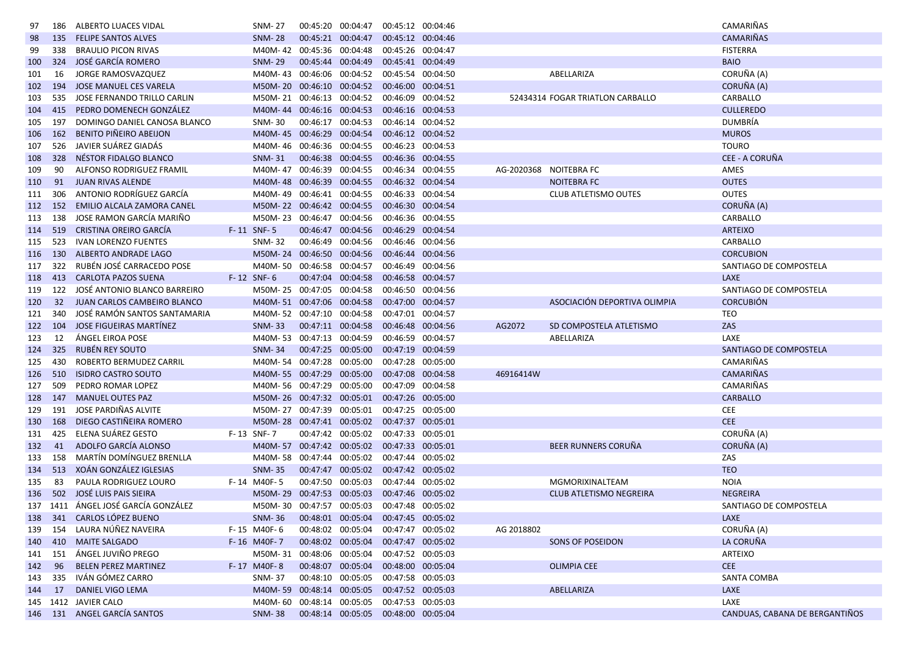| | | | | | | | | | | | | |
|---|---|---|---|---|---|---|---|---|---|---|---|---|
| 97 | 186 | ALBERTO LUACES VIDAL | | SNM- 27 | 00:45:20 | 00:04:47 | 00:45:12 | 00:04:46 | | | | CAMARIÑAS |
| 98 | 135 | FELIPE SANTOS ALVES | | SNM- 28 | 00:45:21 | 00:04:47 | 00:45:12 | 00:04:46 | | | | CAMARIÑAS |
| 99 | 338 | BRAULIO PICON RIVAS | | M40M- 42 | 00:45:36 | 00:04:48 | 00:45:26 | 00:04:47 | | | | FISTERRA |
| 100 | 324 | JOSÉ GARCÍA ROMERO | | SNM- 29 | 00:45:44 | 00:04:49 | 00:45:41 | 00:04:49 | | | | BAIO |
| 101 | 16 | JORGE RAMOSVAZQUEZ | | M40M- 43 | 00:46:06 | 00:04:52 | 00:45:54 | 00:04:50 | | | ABELLARIZA | CORUÑA (A) |
| 102 | 194 | JOSE MANUEL CES VARELA | | M50M- 20 | 00:46:10 | 00:04:52 | 00:46:00 | 00:04:51 | | | | CORUÑA (A) |
| 103 | 535 | JOSE FERNANDO TRILLO CARLIN | | M50M- 21 | 00:46:13 | 00:04:52 | 00:46:09 | 00:04:52 | | 52434314 | FOGAR TRIATLON CARBALLO | CARBALLO |
| 104 | 415 | PEDRO DOMENECH GONZÁLEZ | | M40M- 44 | 00:46:16 | 00:04:53 | 00:46:16 | 00:04:53 | | | | CULLEREDO |
| 105 | 197 | DOMINGO DANIEL CANOSA BLANCO | | SNM- 30 | 00:46:17 | 00:04:53 | 00:46:14 | 00:04:52 | | | | DUMBRÍA |
| 106 | 162 | BENITO PIÑEIRO ABEIJON | | M40M- 45 | 00:46:29 | 00:04:54 | 00:46:12 | 00:04:52 | | | | MUROS |
| 107 | 526 | JAVIER SUÁREZ GIADÁS | | M40M- 46 | 00:46:36 | 00:04:55 | 00:46:23 | 00:04:53 | | | | TOURO |
| 108 | 328 | NÉSTOR FIDALGO BLANCO | | SNM- 31 | 00:46:38 | 00:04:55 | 00:46:36 | 00:04:55 | | | | CEE - A CORUÑA |
| 109 | 90 | ALFONSO RODRIGUEZ FRAMIL | | M40M- 47 | 00:46:39 | 00:04:55 | 00:46:34 | 00:04:55 | | AG-2020368 | NOITEBRA FC | AMES |
| 110 | 91 | JUAN RIVAS ALENDE | | M40M- 48 | 00:46:39 | 00:04:55 | 00:46:32 | 00:04:54 | | | NOITEBRA FC | OUTES |
| 111 | 306 | ANTONIO RODRÍGUEZ GARCÍA | | M40M- 49 | 00:46:41 | 00:04:55 | 00:46:33 | 00:04:54 | | | CLUB ATLETISMO OUTES | OUTES |
| 112 | 152 | EMILIO ALCALA ZAMORA CANEL | | M50M- 22 | 00:46:42 | 00:04:55 | 00:46:30 | 00:04:54 | | | | CORUÑA (A) |
| 113 | 138 | JOSE RAMON GARCÍA MARIÑO | | M50M- 23 | 00:46:47 | 00:04:56 | 00:46:36 | 00:04:55 | | | | CARBALLO |
| 114 | 519 | CRISTINA OREIRO GARCÍA | F- 11 | SNF- 5 | 00:46:47 | 00:04:56 | 00:46:29 | 00:04:54 | | | | ARTEIXO |
| 115 | 523 | IVAN LORENZO FUENTES | | SNM- 32 | 00:46:49 | 00:04:56 | 00:46:46 | 00:04:56 | | | | CARBALLO |
| 116 | 130 | ALBERTO ANDRADE LAGO | | M50M- 24 | 00:46:50 | 00:04:56 | 00:46:44 | 00:04:56 | | | | CORCUBION |
| 117 | 322 | RUBÉN JOSÉ CARRACEDO POSE | | M40M- 50 | 00:46:58 | 00:04:57 | 00:46:49 | 00:04:56 | | | | SANTIAGO DE COMPOSTELA |
| 118 | 413 | CARLOTA PAZOS SUENA | F- 12 | SNF- 6 | 00:47:04 | 00:04:58 | 00:46:58 | 00:04:57 | | | | LAXE |
| 119 | 122 | JOSÉ ANTONIO BLANCO BARREIRO | | M50M- 25 | 00:47:05 | 00:04:58 | 00:46:50 | 00:04:56 | | | | SANTIAGO DE COMPOSTELA |
| 120 | 32 | JUAN CARLOS CAMBEIRO BLANCO | | M40M- 51 | 00:47:06 | 00:04:58 | 00:47:00 | 00:04:57 | | | ASOCIACIÓN DEPORTIVA OLIMPIA | CORCUBIÓN |
| 121 | 340 | JOSÉ RAMÓN SANTOS SANTAMARIA | | M40M- 52 | 00:47:10 | 00:04:58 | 00:47:01 | 00:04:57 | | | | TEO |
| 122 | 104 | JOSE FIGUEIRAS MARTÍNEZ | | SNM- 33 | 00:47:11 | 00:04:58 | 00:46:48 | 00:04:56 | | AG2072 | SD COMPOSTELA ATLETISMO | ZAS |
| 123 | 12 | ÁNGEL EIROA POSE | | M40M- 53 | 00:47:13 | 00:04:59 | 00:46:59 | 00:04:57 | | | ABELLARIZA | LAXE |
| 124 | 325 | RUBÉN REY SOUTO | | SNM- 34 | 00:47:25 | 00:05:00 | 00:47:19 | 00:04:59 | | | | SANTIAGO DE COMPOSTELA |
| 125 | 430 | ROBERTO BERMUDEZ CARRIL | | M40M- 54 | 00:47:28 | 00:05:00 | 00:47:28 | 00:05:00 | | | | CAMARIÑAS |
| 126 | 510 | ISIDRO CASTRO SOUTO | | M40M- 55 | 00:47:29 | 00:05:00 | 00:47:08 | 00:04:58 | | 46916414W | | CAMARIÑAS |
| 127 | 509 | PEDRO ROMAR LOPEZ | | M40M- 56 | 00:47:29 | 00:05:00 | 00:47:09 | 00:04:58 | | | | CAMARIÑAS |
| 128 | 147 | MANUEL OUTES PAZ | | M50M- 26 | 00:47:32 | 00:05:01 | 00:47:26 | 00:05:00 | | | | CARBALLO |
| 129 | 191 | JOSE PARDIÑAS ALVITE | | M50M- 27 | 00:47:39 | 00:05:01 | 00:47:25 | 00:05:00 | | | | CEE |
| 130 | 168 | DIEGO CASTIÑEIRA ROMERO | | M50M- 28 | 00:47:41 | 00:05:02 | 00:47:37 | 00:05:01 | | | | CEE |
| 131 | 425 | ELENA SUÁREZ GESTO | F- 13 | SNF- 7 | 00:47:42 | 00:05:02 | 00:47:33 | 00:05:01 | | | | CORUÑA (A) |
| 132 | 41 | ADOLFO GARCÍA ALONSO | | M40M- 57 | 00:47:42 | 00:05:02 | 00:47:33 | 00:05:01 | | | BEER RUNNERS CORUÑA | CORUÑA (A) |
| 133 | 158 | MARTÍN DOMÍNGUEZ BRENLLA | | M40M- 58 | 00:47:44 | 00:05:02 | 00:47:44 | 00:05:02 | | | | ZAS |
| 134 | 513 | XOÁN GONZÁLEZ IGLESIAS | | SNM- 35 | 00:47:47 | 00:05:02 | 00:47:42 | 00:05:02 | | | | TEO |
| 135 | 83 | PAULA RODRIGUEZ LOURO | F- 14 | M40F- 5 | 00:47:50 | 00:05:03 | 00:47:44 | 00:05:02 | | | MGMORIXINALTEAM | NOIA |
| 136 | 502 | JOSÉ LUIS PAIS SIEIRA | | M50M- 29 | 00:47:53 | 00:05:03 | 00:47:46 | 00:05:02 | | | CLUB ATLETISMO NEGREIRA | NEGREIRA |
| 137 | 1411 | ÁNGEL JOSÉ GARCÍA GONZÁLEZ | | M50M- 30 | 00:47:57 | 00:05:03 | 00:47:48 | 00:05:02 | | | | SANTIAGO DE COMPOSTELA |
| 138 | 341 | CARLOS LÓPEZ BUENO | | SNM- 36 | 00:48:01 | 00:05:04 | 00:47:45 | 00:05:02 | | | | LAXE |
| 139 | 154 | LAURA NÚÑEZ NAVEIRA | F- 15 | M40F- 6 | 00:48:02 | 00:05:04 | 00:47:47 | 00:05:02 | | AG 2018802 | | CORUÑA (A) |
| 140 | 410 | MAITE SALGADO | F- 16 | M40F- 7 | 00:48:02 | 00:05:04 | 00:47:47 | 00:05:02 | | | SONS OF POSEIDON | LA CORUÑA |
| 141 | 151 | ÁNGEL JUVIÑO PREGO | | M50M- 31 | 00:48:06 | 00:05:04 | 00:47:52 | 00:05:03 | | | | ARTEIXO |
| 142 | 96 | BELEN PEREZ MARTINEZ | F- 17 | M40F- 8 | 00:48:07 | 00:05:04 | 00:48:00 | 00:05:04 | | | OLIMPIA CEE | CEE |
| 143 | 335 | IVÁN GÓMEZ CARRO | | SNM- 37 | 00:48:10 | 00:05:05 | 00:47:58 | 00:05:03 | | | | SANTA COMBA |
| 144 | 17 | DANIEL VIGO LEMA | | M40M- 59 | 00:48:14 | 00:05:05 | 00:47:52 | 00:05:03 | | | ABELLARIZA | LAXE |
| 145 | 1412 | JAVIER CALO | | M40M- 60 | 00:48:14 | 00:05:05 | 00:47:53 | 00:05:03 | | | | LAXE |
| 146 | 131 | ANGEL GARCÍA SANTOS | | SNM- 38 | 00:48:14 | 00:05:05 | 00:48:00 | 00:05:04 | | | | CANDUAS, CABANA DE BERGANTIÑOS |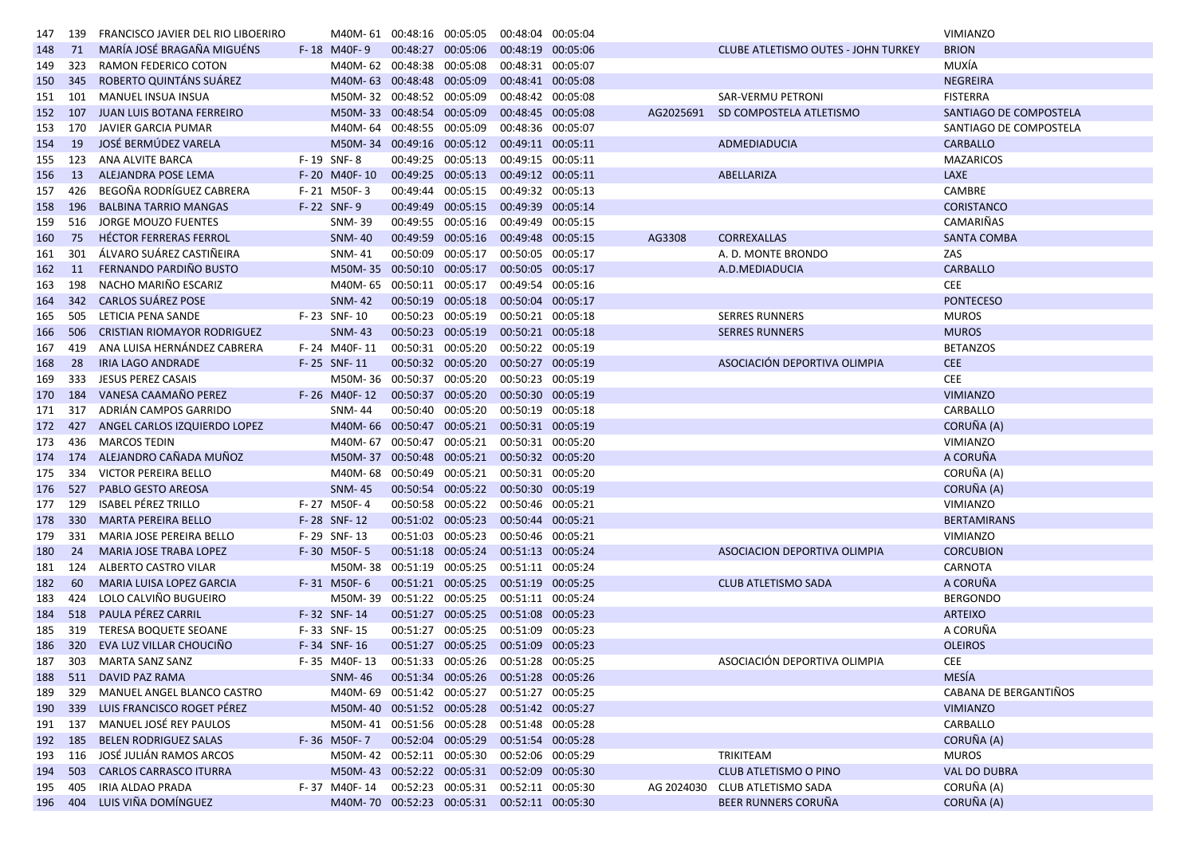| | | | | | | | | | | | |
|---|---|---|---|---|---|---|---|---|---|---|---|
| 147 | 139 | FRANCISCO JAVIER DEL RIO LIBOEIRO | | M40M- 61 | 00:48:16 | 00:05:05 | 00:48:04 | 00:05:04 | | | VIMIANZO |
| 148 | 71 | MARÍA JOSÉ BRAGAÑA MIGUÉNS | F- 18 | M40F- 9 | 00:48:27 | 00:05:06 | 00:48:19 | 00:05:06 | | CLUBE ATLETISMO OUTES - JOHN TURKEY | BRION |
| 149 | 323 | RAMON FEDERICO COTON | | M40M- 62 | 00:48:38 | 00:05:08 | 00:48:31 | 00:05:07 | | | MUXÍA |
| 150 | 345 | ROBERTO QUINTÁNS SUÁREZ | | M40M- 63 | 00:48:48 | 00:05:09 | 00:48:41 | 00:05:08 | | | NEGREIRA |
| 151 | 101 | MANUEL INSUA INSUA | | M50M- 32 | 00:48:52 | 00:05:09 | 00:48:42 | 00:05:08 | | SAR-VERMU PETRONI | FISTERRA |
| 152 | 107 | JUAN LUIS BOTANA FERREIRO | | M50M- 33 | 00:48:54 | 00:05:09 | 00:48:45 | 00:05:08 | AG2025691 | SD COMPOSTELA ATLETISMO | SANTIAGO DE COMPOSTELA |
| 153 | 170 | JAVIER GARCIA PUMAR | | M40M- 64 | 00:48:55 | 00:05:09 | 00:48:36 | 00:05:07 | | | SANTIAGO DE COMPOSTELA |
| 154 | 19 | JOSÉ BERMÚDEZ VARELA | | M50M- 34 | 00:49:16 | 00:05:12 | 00:49:11 | 00:05:11 | | ADMEDIADUCIA | CARBALLO |
| 155 | 123 | ANA ALVITE BARCA | F- 19 | SNF- 8 | 00:49:25 | 00:05:13 | 00:49:15 | 00:05:11 | | | MAZARICOS |
| 156 | 13 | ALEJANDRA POSE LEMA | F- 20 | M40F- 10 | 00:49:25 | 00:05:13 | 00:49:12 | 00:05:11 | | ABELLARIZA | LAXE |
| 157 | 426 | BEGOÑA RODRÍGUEZ CABRERA | F- 21 | M50F- 3 | 00:49:44 | 00:05:15 | 00:49:32 | 00:05:13 | | | CAMBRE |
| 158 | 196 | BALBINA TARRIO MANGAS | F- 22 | SNF- 9 | 00:49:49 | 00:05:15 | 00:49:39 | 00:05:14 | | | CORISTANCO |
| 159 | 516 | JORGE MOUZO FUENTES | | SNM- 39 | 00:49:55 | 00:05:16 | 00:49:49 | 00:05:15 | | | CAMARIÑAS |
| 160 | 75 | HÉCTOR FERRERAS FERROL | | SNM- 40 | 00:49:59 | 00:05:16 | 00:49:48 | 00:05:15 | AG3308 | CORREXALLAS | SANTA COMBA |
| 161 | 301 | ÁLVARO SUÁREZ CASTIÑEIRA | | SNM- 41 | 00:50:09 | 00:05:17 | 00:50:05 | 00:05:17 | | A. D. MONTE BRONDO | ZAS |
| 162 | 11 | FERNANDO PARDIÑO BUSTO | | M50M- 35 | 00:50:10 | 00:05:17 | 00:50:05 | 00:05:17 | | A.D.MEDIADUCIA | CARBALLO |
| 163 | 198 | NACHO MARIÑO ESCARIZ | | M40M- 65 | 00:50:11 | 00:05:17 | 00:49:54 | 00:05:16 | | | CEE |
| 164 | 342 | CARLOS SUÁREZ POSE | | SNM- 42 | 00:50:19 | 00:05:18 | 00:50:04 | 00:05:17 | | | PONTECESO |
| 165 | 505 | LETICIA PENA SANDE | F- 23 | SNF- 10 | 00:50:23 | 00:05:19 | 00:50:21 | 00:05:18 | | SERRES RUNNERS | MUROS |
| 166 | 506 | CRISTIAN RIOMAYOR RODRIGUEZ | | SNM- 43 | 00:50:23 | 00:05:19 | 00:50:21 | 00:05:18 | | SERRES RUNNERS | MUROS |
| 167 | 419 | ANA LUISA HERNÁNDEZ CABRERA | F- 24 | M40F- 11 | 00:50:31 | 00:05:20 | 00:50:22 | 00:05:19 | | | BETANZOS |
| 168 | 28 | IRIA LAGO ANDRADE | F- 25 | SNF- 11 | 00:50:32 | 00:05:20 | 00:50:27 | 00:05:19 | | ASOCIACIÓN DEPORTIVA OLIMPIA | CEE |
| 169 | 333 | JESUS PEREZ CASAIS | | M50M- 36 | 00:50:37 | 00:05:20 | 00:50:23 | 00:05:19 | | | CEE |
| 170 | 184 | VANESA CAAMAÑO PEREZ | F- 26 | M40F- 12 | 00:50:37 | 00:05:20 | 00:50:30 | 00:05:19 | | | VIMIANZO |
| 171 | 317 | ADRIÁN CAMPOS GARRIDO | | SNM- 44 | 00:50:40 | 00:05:20 | 00:50:19 | 00:05:18 | | | CARBALLO |
| 172 | 427 | ANGEL CARLOS IZQUIERDO LOPEZ | | M40M- 66 | 00:50:47 | 00:05:21 | 00:50:31 | 00:05:19 | | | CORUÑA (A) |
| 173 | 436 | MARCOS TEDIN | | M40M- 67 | 00:50:47 | 00:05:21 | 00:50:31 | 00:05:20 | | | VIMIANZO |
| 174 | 174 | ALEJANDRO CAÑADA MUÑOZ | | M50M- 37 | 00:50:48 | 00:05:21 | 00:50:32 | 00:05:20 | | | A CORUÑA |
| 175 | 334 | VICTOR PEREIRA BELLO | | M40M- 68 | 00:50:49 | 00:05:21 | 00:50:31 | 00:05:20 | | | CORUÑA (A) |
| 176 | 527 | PABLO GESTO AREOSA | | SNM- 45 | 00:50:54 | 00:05:22 | 00:50:30 | 00:05:19 | | | CORUÑA (A) |
| 177 | 129 | ISABEL PÉREZ TRILLO | F- 27 | M50F- 4 | 00:50:58 | 00:05:22 | 00:50:46 | 00:05:21 | | | VIMIANZO |
| 178 | 330 | MARTA PEREIRA BELLO | F- 28 | SNF- 12 | 00:51:02 | 00:05:23 | 00:50:44 | 00:05:21 | | | BERTAMIRANS |
| 179 | 331 | MARIA JOSE PEREIRA BELLO | F- 29 | SNF- 13 | 00:51:03 | 00:05:23 | 00:50:46 | 00:05:21 | | | VIMIANZO |
| 180 | 24 | MARIA JOSE TRABA LOPEZ | F- 30 | M50F- 5 | 00:51:18 | 00:05:24 | 00:51:13 | 00:05:24 | | ASOCIACION DEPORTIVA OLIMPIA | CORCUBION |
| 181 | 124 | ALBERTO CASTRO VILAR | | M50M- 38 | 00:51:19 | 00:05:25 | 00:51:11 | 00:05:24 | | | CARNOTA |
| 182 | 60 | MARIA LUISA LOPEZ GARCIA | F- 31 | M50F- 6 | 00:51:21 | 00:05:25 | 00:51:19 | 00:05:25 | | CLUB ATLETISMO SADA | A CORUÑA |
| 183 | 424 | LOLO CALVIÑO BUGUEIRO | | M50M- 39 | 00:51:22 | 00:05:25 | 00:51:11 | 00:05:24 | | | BERGONDO |
| 184 | 518 | PAULA PÉREZ CARRIL | F- 32 | SNF- 14 | 00:51:27 | 00:05:25 | 00:51:08 | 00:05:23 | | | ARTEIXO |
| 185 | 319 | TERESA BOQUETE SEOANE | F- 33 | SNF- 15 | 00:51:27 | 00:05:25 | 00:51:09 | 00:05:23 | | | A CORUÑA |
| 186 | 320 | EVA LUZ VILLAR CHOUCIÑO | F- 34 | SNF- 16 | 00:51:27 | 00:05:25 | 00:51:09 | 00:05:23 | | | OLEIROS |
| 187 | 303 | MARTA SANZ SANZ | F- 35 | M40F- 13 | 00:51:33 | 00:05:26 | 00:51:28 | 00:05:25 | | ASOCIACIÓN DEPORTIVA OLIMPIA | CEE |
| 188 | 511 | DAVID PAZ RAMA | | SNM- 46 | 00:51:34 | 00:05:26 | 00:51:28 | 00:05:26 | | | MESÍA |
| 189 | 329 | MANUEL ANGEL BLANCO CASTRO | | M40M- 69 | 00:51:42 | 00:05:27 | 00:51:27 | 00:05:25 | | | CABANA DE BERGANTIÑOS |
| 190 | 339 | LUIS FRANCISCO ROGET PÉREZ | | M50M- 40 | 00:51:52 | 00:05:28 | 00:51:42 | 00:05:27 | | | VIMIANZO |
| 191 | 137 | MANUEL JOSÉ REY PAULOS | | M50M- 41 | 00:51:56 | 00:05:28 | 00:51:48 | 00:05:28 | | | CARBALLO |
| 192 | 185 | BELEN RODRIGUEZ SALAS | F- 36 | M50F- 7 | 00:52:04 | 00:05:29 | 00:51:54 | 00:05:28 | | | CORUÑA (A) |
| 193 | 116 | JOSÉ JULIÁN RAMOS ARCOS | | M50M- 42 | 00:52:11 | 00:05:30 | 00:52:06 | 00:05:29 | | TRIKITEAM | MUROS |
| 194 | 503 | CARLOS CARRASCO ITURRA | | M50M- 43 | 00:52:22 | 00:05:31 | 00:52:09 | 00:05:30 | | CLUB ATLETISMO O PINO | VAL DO DUBRA |
| 195 | 405 | IRIA ALDAO PRADA | F- 37 | M40F- 14 | 00:52:23 | 00:05:31 | 00:52:11 | 00:05:30 | AG 2024030 | CLUB ATLETISMO SADA | CORUÑA (A) |
| 196 | 404 | LUIS VIÑA DOMÍNGUEZ | | M40M- 70 | 00:52:23 | 00:05:31 | 00:52:11 | 00:05:30 | | BEER RUNNERS CORUÑA | CORUÑA (A) |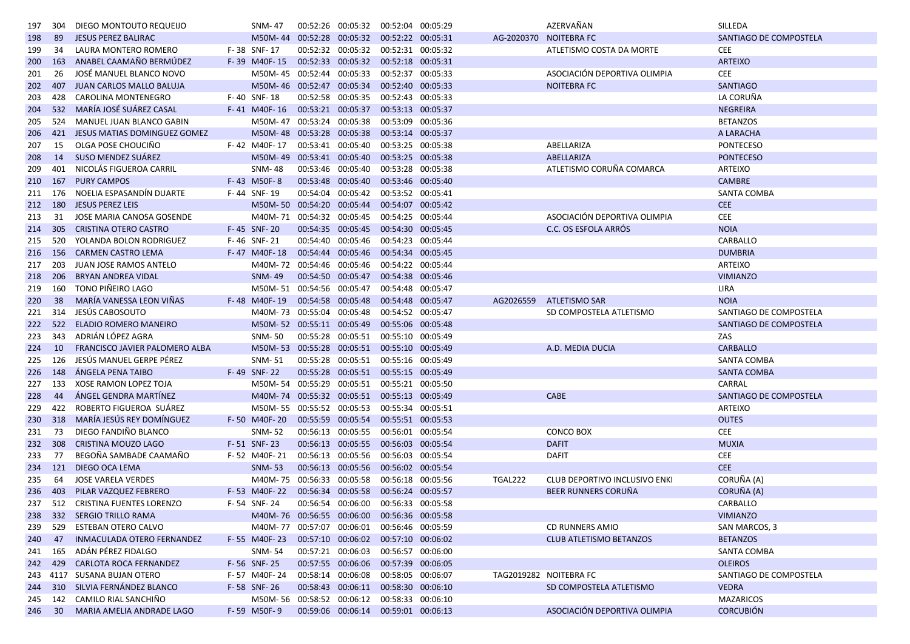| | | | | | | | | | | | |
|---|---|---|---|---|---|---|---|---|---|---|---|
| 197 | 304 | DIEGO MONTOUTO REQUEIJO | | SNM- 47 | 00:52:26 | 00:05:32 | 00:52:04 | 00:05:29 | | AZERVAÑAN | SILLEDA |
| 198 | 89 | JESUS PEREZ BALIRAC | | M50M- 44 | 00:52:28 | 00:05:32 | 00:52:22 | 00:05:31 | AG-2020370 | NOITEBRA FC | SANTIAGO DE COMPOSTELA |
| 199 | 34 | LAURA MONTERO ROMERO | F- 38 | SNF- 17 | 00:52:32 | 00:05:32 | 00:52:31 | 00:05:32 | | ATLETISMO COSTA DA MORTE | CEE |
| 200 | 163 | ANABEL CAAMAÑO BERMÚDEZ | F- 39 | M40F- 15 | 00:52:33 | 00:05:32 | 00:52:18 | 00:05:31 | | | ARTEIXO |
| 201 | 26 | JOSÉ MANUEL BLANCO NOVO | | M50M- 45 | 00:52:44 | 00:05:33 | 00:52:37 | 00:05:33 | | ASOCIACIÓN DEPORTIVA OLIMPIA | CEE |
| 202 | 407 | JUAN CARLOS MALLO BALUJA | | M50M- 46 | 00:52:47 | 00:05:34 | 00:52:40 | 00:05:33 | | NOITEBRA FC | SANTIAGO |
| 203 | 428 | CAROLINA MONTENEGRO | F- 40 | SNF- 18 | 00:52:58 | 00:05:35 | 00:52:43 | 00:05:33 | | | LA CORUÑA |
| 204 | 532 | MARÍA JOSÉ SUÁREZ CASAL | F- 41 | M40F- 16 | 00:53:21 | 00:05:37 | 00:53:13 | 00:05:37 | | | NEGREIRA |
| 205 | 524 | MANUEL JUAN BLANCO GABIN | | M50M- 47 | 00:53:24 | 00:05:38 | 00:53:09 | 00:05:36 | | | BETANZOS |
| 206 | 421 | JESUS MATIAS DOMINGUEZ GOMEZ | | M50M- 48 | 00:53:28 | 00:05:38 | 00:53:14 | 00:05:37 | | | A LARACHA |
| 207 | 15 | OLGA POSE CHOUCIÑO | F- 42 | M40F- 17 | 00:53:41 | 00:05:40 | 00:53:25 | 00:05:38 | | ABELLARIZA | PONTECESO |
| 208 | 14 | SUSO MENDEZ SUÁREZ | | M50M- 49 | 00:53:41 | 00:05:40 | 00:53:25 | 00:05:38 | | ABELLARIZA | PONTECESO |
| 209 | 401 | NICOLÁS FIGUEROA CARRIL | | SNM- 48 | 00:53:46 | 00:05:40 | 00:53:28 | 00:05:38 | | ATLETISMO CORUÑA COMARCA | ARTEIXO |
| 210 | 167 | PURY CAMPOS | F- 43 | M50F- 8 | 00:53:48 | 00:05:40 | 00:53:46 | 00:05:40 | | | CAMBRE |
| 211 | 176 | NOELIA ESPASANDÍN DUARTE | F- 44 | SNF- 19 | 00:54:04 | 00:05:42 | 00:53:52 | 00:05:41 | | | SANTA COMBA |
| 212 | 180 | JESUS PEREZ LEIS | | M50M- 50 | 00:54:20 | 00:05:44 | 00:54:07 | 00:05:42 | | | CEE |
| 213 | 31 | JOSE MARIA CANOSA GOSENDE | | M40M- 71 | 00:54:32 | 00:05:45 | 00:54:25 | 00:05:44 | | ASOCIACIÓN DEPORTIVA OLIMPIA | CEE |
| 214 | 305 | CRISTINA OTERO CASTRO | F- 45 | SNF- 20 | 00:54:35 | 00:05:45 | 00:54:30 | 00:05:45 | | C.C. OS ESFOLA ARRÓS | NOIA |
| 215 | 520 | YOLANDA BOLON RODRIGUEZ | F- 46 | SNF- 21 | 00:54:40 | 00:05:46 | 00:54:23 | 00:05:44 | | | CARBALLO |
| 216 | 156 | CARMEN CASTRO LEMA | F- 47 | M40F- 18 | 00:54:44 | 00:05:46 | 00:54:34 | 00:05:45 | | | DUMBRIA |
| 217 | 203 | JUAN JOSE RAMOS ANTELO | | M40M- 72 | 00:54:46 | 00:05:46 | 00:54:22 | 00:05:44 | | | ARTEIXO |
| 218 | 206 | BRYAN ANDREA VIDAL | | SNM- 49 | 00:54:50 | 00:05:47 | 00:54:38 | 00:05:46 | | | VIMIANZO |
| 219 | 160 | TONO PIÑEIRO LAGO | | M50M- 51 | 00:54:56 | 00:05:47 | 00:54:48 | 00:05:47 | | | LIRA |
| 220 | 38 | MARÍA VANESSA LEON VIÑAS | F- 48 | M40F- 19 | 00:54:58 | 00:05:48 | 00:54:48 | 00:05:47 | AG2026559 | ATLETISMO SAR | NOIA |
| 221 | 314 | JESÚS CABOSOUTO | | M40M- 73 | 00:55:04 | 00:05:48 | 00:54:52 | 00:05:47 | | SD COMPOSTELA ATLETISMO | SANTIAGO DE COMPOSTELA |
| 222 | 522 | ELADIO ROMERO MANEIRO | | M50M- 52 | 00:55:11 | 00:05:49 | 00:55:06 | 00:05:48 | | | SANTIAGO DE COMPOSTELA |
| 223 | 343 | ADRIÁN LÓPEZ AGRA | | SNM- 50 | 00:55:28 | 00:05:51 | 00:55:10 | 00:05:49 | | | ZAS |
| 224 | 10 | FRANCISCO JAVIER PALOMERO ALBA | | M50M- 53 | 00:55:28 | 00:05:51 | 00:55:10 | 00:05:49 | | A.D. MEDIA DUCIA | CARBALLO |
| 225 | 126 | JESÚS MANUEL GERPE PÉREZ | | SNM- 51 | 00:55:28 | 00:05:51 | 00:55:16 | 00:05:49 | | | SANTA COMBA |
| 226 | 148 | ÁNGELA PENA TAIBO | F- 49 | SNF- 22 | 00:55:28 | 00:05:51 | 00:55:15 | 00:05:49 | | | SANTA COMBA |
| 227 | 133 | XOSE RAMON LOPEZ TOJA | | M50M- 54 | 00:55:29 | 00:05:51 | 00:55:21 | 00:05:50 | | | CARRAL |
| 228 | 44 | ÁNGEL GENDRA MARTÍNEZ | | M40M- 74 | 00:55:32 | 00:05:51 | 00:55:13 | 00:05:49 | | CABE | SANTIAGO DE COMPOSTELA |
| 229 | 422 | ROBERTO FIGUEROA SUÁREZ | | M50M- 55 | 00:55:52 | 00:05:53 | 00:55:34 | 00:05:51 | | | ARTEIXO |
| 230 | 318 | MARÍA JESÚS REY DOMÍNGUEZ | F- 50 | M40F- 20 | 00:55:59 | 00:05:54 | 00:55:51 | 00:05:53 | | | OUTES |
| 231 | 73 | DIEGO FANDIÑO BLANCO | | SNM- 52 | 00:56:13 | 00:05:55 | 00:56:01 | 00:05:54 | | CONCO BOX | CEE |
| 232 | 308 | CRISTINA MOUZO LAGO | F- 51 | SNF- 23 | 00:56:13 | 00:05:55 | 00:56:03 | 00:05:54 | | DAFIT | MUXIA |
| 233 | 77 | BEGOÑA SAMBADE CAAMAÑO | F- 52 | M40F- 21 | 00:56:13 | 00:05:56 | 00:56:03 | 00:05:54 | | DAFIT | CEE |
| 234 | 121 | DIEGO OCA LEMA | | SNM- 53 | 00:56:13 | 00:05:56 | 00:56:02 | 00:05:54 | | | CEE |
| 235 | 64 | JOSE VARELA VERDES | | M40M- 75 | 00:56:33 | 00:05:58 | 00:56:18 | 00:05:56 | TGAL222 | CLUB DEPORTIVO INCLUSIVO ENKI | CORUÑA (A) |
| 236 | 403 | PILAR VAZQUEZ FEBRERO | F- 53 | M40F- 22 | 00:56:34 | 00:05:58 | 00:56:24 | 00:05:57 | | BEER RUNNERS CORUÑA | CORUÑA (A) |
| 237 | 512 | CRISTINA FUENTES LORENZO | F- 54 | SNF- 24 | 00:56:54 | 00:06:00 | 00:56:33 | 00:05:58 | | | CARBALLO |
| 238 | 332 | SERGIO TRILLO RAMA | | M40M- 76 | 00:56:55 | 00:06:00 | 00:56:36 | 00:05:58 | | | VIMIANZO |
| 239 | 529 | ESTEBAN OTERO CALVO | | M40M- 77 | 00:57:07 | 00:06:01 | 00:56:46 | 00:05:59 | | CD RUNNERS AMIO | SAN MARCOS, 3 |
| 240 | 47 | INMACULADA OTERO FERNANDEZ | F- 55 | M40F- 23 | 00:57:10 | 00:06:02 | 00:57:10 | 00:06:02 | | CLUB ATLETISMO BETANZOS | BETANZOS |
| 241 | 165 | ADÁN PÉREZ FIDALGO | | SNM- 54 | 00:57:21 | 00:06:03 | 00:56:57 | 00:06:00 | | | SANTA COMBA |
| 242 | 429 | CARLOTA ROCA FERNANDEZ | F- 56 | SNF- 25 | 00:57:55 | 00:06:06 | 00:57:39 | 00:06:05 | | | OLEIROS |
| 243 | 4117 | SUSANA BUJAN OTERO | F- 57 | M40F- 24 | 00:58:14 | 00:06:08 | 00:58:05 | 00:06:07 | TAG2019282 | NOITEBRA FC | SANTIAGO DE COMPOSTELA |
| 244 | 310 | SILVIA FERNÁNDEZ BLANCO | F- 58 | SNF- 26 | 00:58:43 | 00:06:11 | 00:58:30 | 00:06:10 | | SD COMPOSTELA ATLETISMO | VEDRA |
| 245 | 142 | CAMILO RIAL SANCHIÑO | | M50M- 56 | 00:58:52 | 00:06:12 | 00:58:33 | 00:06:10 | | | MAZARICOS |
| 246 | 30 | MARIA AMELIA ANDRADE LAGO | F- 59 | M50F- 9 | 00:59:06 | 00:06:14 | 00:59:01 | 00:06:13 | | ASOCIACIÓN DEPORTIVA OLIMPIA | CORCUBIÓN |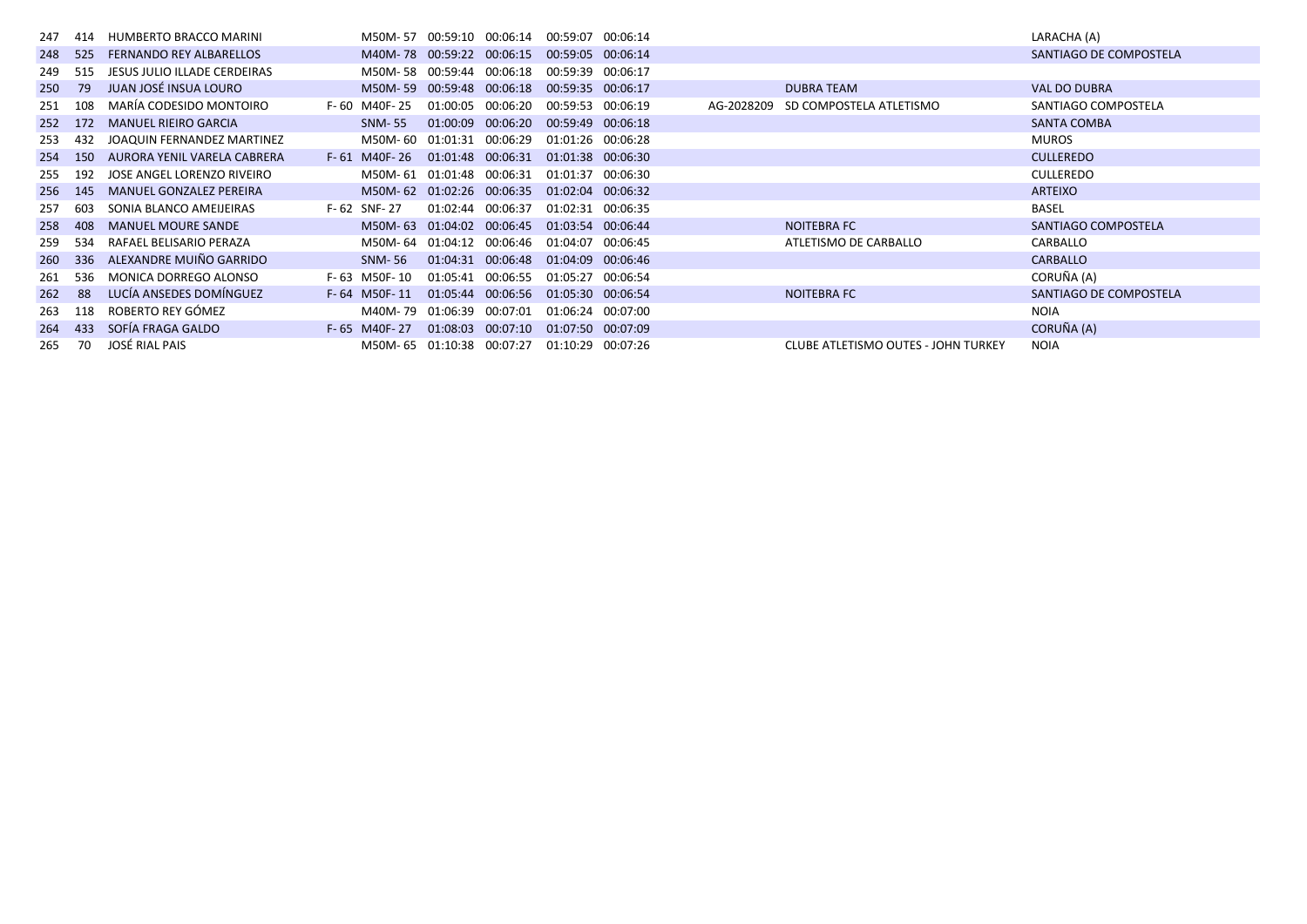| | | | | | | | | | | | |
|---|---|---|---|---|---|---|---|---|---|---|---|
| 247 | 414 | HUMBERTO BRACCO MARINI | | M50M- 57 | 00:59:10 | 00:06:14 | 00:59:07 | 00:06:14 | | | LARACHA (A) |
| 248 | 525 | FERNANDO REY ALBARELLOS | | M40M- 78 | 00:59:22 | 00:06:15 | 00:59:05 | 00:06:14 | | | SANTIAGO DE COMPOSTELA |
| 249 | 515 | JESUS JULIO ILLADE CERDEIRAS | | M50M- 58 | 00:59:44 | 00:06:18 | 00:59:39 | 00:06:17 | | | |
| 250 | 79 | JUAN JOSÉ INSUA LOURO | | M50M- 59 | 00:59:48 | 00:06:18 | 00:59:35 | 00:06:17 | | DUBRA TEAM | VAL DO DUBRA |
| 251 | 108 | MARÍA CODESIDO MONTOIRO | F- 60 | M40F- 25 | 01:00:05 | 00:06:20 | 00:59:53 | 00:06:19 | AG-2028209 | SD COMPOSTELA ATLETISMO | SANTIAGO COMPOSTELA |
| 252 | 172 | MANUEL RIEIRO GARCIA | | SNM- 55 | 01:00:09 | 00:06:20 | 00:59:49 | 00:06:18 | | | SANTA COMBA |
| 253 | 432 | JOAQUIN FERNANDEZ MARTINEZ | | M50M- 60 | 01:01:31 | 00:06:29 | 01:01:26 | 00:06:28 | | | MUROS |
| 254 | 150 | AURORA YENIL VARELA CABRERA | F- 61 | M40F- 26 | 01:01:48 | 00:06:31 | 01:01:38 | 00:06:30 | | | CULLEREDO |
| 255 | 192 | JOSE ANGEL LORENZO RIVEIRO | | M50M- 61 | 01:01:48 | 00:06:31 | 01:01:37 | 00:06:30 | | | CULLEREDO |
| 256 | 145 | MANUEL GONZALEZ PEREIRA | | M50M- 62 | 01:02:26 | 00:06:35 | 01:02:04 | 00:06:32 | | | ARTEIXO |
| 257 | 603 | SONIA BLANCO AMEIJEIRAS | F- 62 | SNF- 27 | 01:02:44 | 00:06:37 | 01:02:31 | 00:06:35 | | | BASEL |
| 258 | 408 | MANUEL MOURE SANDE | | M50M- 63 | 01:04:02 | 00:06:45 | 01:03:54 | 00:06:44 | | NOITEBRA FC | SANTIAGO COMPOSTELA |
| 259 | 534 | RAFAEL BELISARIO PERAZA | | M50M- 64 | 01:04:12 | 00:06:46 | 01:04:07 | 00:06:45 | | ATLETISMO DE CARBALLO | CARBALLO |
| 260 | 336 | ALEXANDRE MUIÑO GARRIDO | | SNM- 56 | 01:04:31 | 00:06:48 | 01:04:09 | 00:06:46 | | | CARBALLO |
| 261 | 536 | MONICA DORREGO ALONSO | F- 63 | M50F- 10 | 01:05:41 | 00:06:55 | 01:05:27 | 00:06:54 | | | CORUÑA (A) |
| 262 | 88 | LUCÍA ANSEDES DOMÍNGUEZ | F- 64 | M50F- 11 | 01:05:44 | 00:06:56 | 01:05:30 | 00:06:54 | | NOITEBRA FC | SANTIAGO DE COMPOSTELA |
| 263 | 118 | ROBERTO REY GÓMEZ | | M40M- 79 | 01:06:39 | 00:07:01 | 01:06:24 | 00:07:00 | | | NOIA |
| 264 | 433 | SOFÍA FRAGA GALDO | F- 65 | M40F- 27 | 01:08:03 | 00:07:10 | 01:07:50 | 00:07:09 | | | CORUÑA (A) |
| 265 | 70 | JOSÉ RIAL PAIS | | M50M- 65 | 01:10:38 | 00:07:27 | 01:10:29 | 00:07:26 | | CLUBE ATLETISMO OUTES - JOHN TURKEY | NOIA |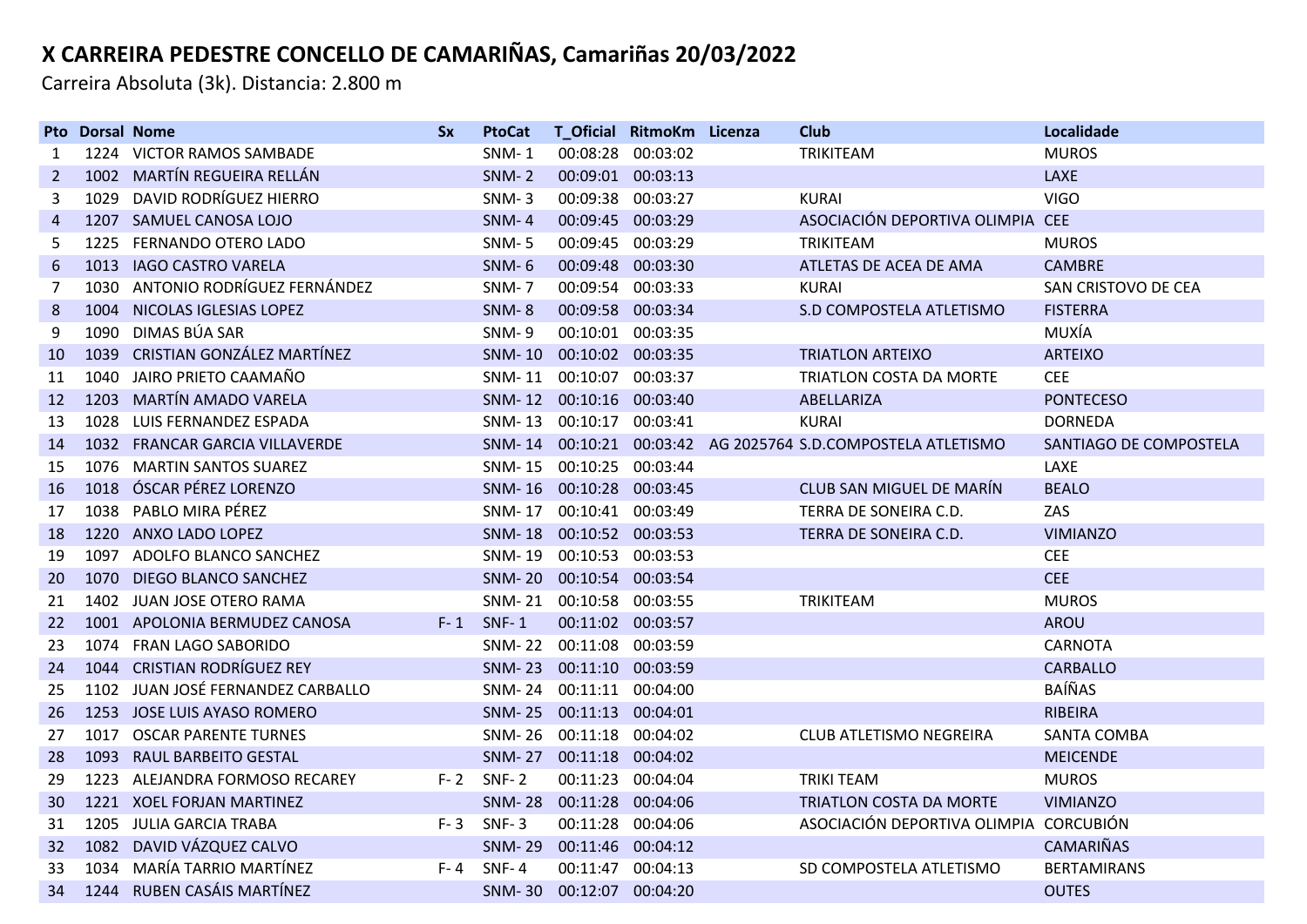# X CARREIRA PEDESTRE CONCELLO DE CAMARIÑAS, Camariñas 20/03/2022

Carreira Absoluta (3k). Distancia: 2.800 m

| Pto | Dorsal | Nome | Sx | PtoCat | T_Oficial | RitmoKm | Licenza | Club | Localidade |
|---|---|---|---|---|---|---|---|---|---|
| 1 | 1224 | VICTOR RAMOS SAMBADE | | SNM- 1 | 00:08:28 | 00:03:02 | | TRIKITEAM | MUROS |
| 2 | 1002 | MARTÍN REGUEIRA RELLÁN | | SNM- 2 | 00:09:01 | 00:03:13 | | | LAXE |
| 3 | 1029 | DAVID RODRÍGUEZ HIERRO | | SNM- 3 | 00:09:38 | 00:03:27 | | KURAI | VIGO |
| 4 | 1207 | SAMUEL CANOSA LOJO | | SNM- 4 | 00:09:45 | 00:03:29 | | ASOCIACIÓN DEPORTIVA OLIMPIA | CEE |
| 5 | 1225 | FERNANDO OTERO LADO | | SNM- 5 | 00:09:45 | 00:03:29 | | TRIKITEAM | MUROS |
| 6 | 1013 | IAGO CASTRO VARELA | | SNM- 6 | 00:09:48 | 00:03:30 | | ATLETAS DE ACEA DE AMA | CAMBRE |
| 7 | 1030 | ANTONIO RODRÍGUEZ FERNÁNDEZ | | SNM- 7 | 00:09:54 | 00:03:33 | | KURAI | SAN CRISTOVO DE CEA |
| 8 | 1004 | NICOLAS IGLESIAS LOPEZ | | SNM- 8 | 00:09:58 | 00:03:34 | | S.D COMPOSTELA ATLETISMO | FISTERRA |
| 9 | 1090 | DIMAS BÚA SAR | | SNM- 9 | 00:10:01 | 00:03:35 | | | MUXÍA |
| 10 | 1039 | CRISTIAN GONZÁLEZ MARTÍNEZ | | SNM- 10 | 00:10:02 | 00:03:35 | | TRIATLON ARTEIXO | ARTEIXO |
| 11 | 1040 | JAIRO PRIETO CAAMAÑO | | SNM- 11 | 00:10:07 | 00:03:37 | | TRIATLON COSTA DA MORTE | CEE |
| 12 | 1203 | MARTÍN AMADO VARELA | | SNM- 12 | 00:10:16 | 00:03:40 | | ABELLARIZA | PONTECESO |
| 13 | 1028 | LUIS FERNANDEZ ESPADA | | SNM- 13 | 00:10:17 | 00:03:41 | | KURAI | DORNEDA |
| 14 | 1032 | FRANCAR GARCIA VILLAVERDE | | SNM- 14 | 00:10:21 | 00:03:42 | AG 2025764 | S.D.COMPOSTELA ATLETISMO | SANTIAGO DE COMPOSTELA |
| 15 | 1076 | MARTIN SANTOS SUAREZ | | SNM- 15 | 00:10:25 | 00:03:44 | | | LAXE |
| 16 | 1018 | ÓSCAR PÉREZ LORENZO | | SNM- 16 | 00:10:28 | 00:03:45 | | CLUB SAN MIGUEL DE MARÍN | BEALO |
| 17 | 1038 | PABLO MIRA PÉREZ | | SNM- 17 | 00:10:41 | 00:03:49 | | TERRA DE SONEIRA C.D. | ZAS |
| 18 | 1220 | ANXO LADO LOPEZ | | SNM- 18 | 00:10:52 | 00:03:53 | | TERRA DE SONEIRA C.D. | VIMIANZO |
| 19 | 1097 | ADOLFO BLANCO SANCHEZ | | SNM- 19 | 00:10:53 | 00:03:53 | | | CEE |
| 20 | 1070 | DIEGO BLANCO SANCHEZ | | SNM- 20 | 00:10:54 | 00:03:54 | | | CEE |
| 21 | 1402 | JUAN JOSE OTERO RAMA | | SNM- 21 | 00:10:58 | 00:03:55 | | TRIKITEAM | MUROS |
| 22 | 1001 | APOLONIA BERMUDEZ CANOSA | F- 1 | SNF- 1 | 00:11:02 | 00:03:57 | | | AROU |
| 23 | 1074 | FRAN LAGO SABORIDO | | SNM- 22 | 00:11:08 | 00:03:59 | | | CARNOTA |
| 24 | 1044 | CRISTIAN RODRÍGUEZ REY | | SNM- 23 | 00:11:10 | 00:03:59 | | | CARBALLO |
| 25 | 1102 | JUAN JOSÉ FERNANDEZ CARBALLO | | SNM- 24 | 00:11:11 | 00:04:00 | | | BAÍÑAS |
| 26 | 1253 | JOSE LUIS AYASO ROMERO | | SNM- 25 | 00:11:13 | 00:04:01 | | | RIBEIRA |
| 27 | 1017 | OSCAR PARENTE TURNES | | SNM- 26 | 00:11:18 | 00:04:02 | | CLUB ATLETISMO NEGREIRA | SANTA COMBA |
| 28 | 1093 | RAUL BARBEITO GESTAL | | SNM- 27 | 00:11:18 | 00:04:02 | | | MEICENDE |
| 29 | 1223 | ALEJANDRA FORMOSO RECAREY | F- 2 | SNF- 2 | 00:11:23 | 00:04:04 | | TRIKI TEAM | MUROS |
| 30 | 1221 | XOEL FORJAN MARTINEZ | | SNM- 28 | 00:11:28 | 00:04:06 | | TRIATLON COSTA DA MORTE | VIMIANZO |
| 31 | 1205 | JULIA GARCIA TRABA | F- 3 | SNF- 3 | 00:11:28 | 00:04:06 | | ASOCIACIÓN DEPORTIVA OLIMPIA | CORCUBIÓN |
| 32 | 1082 | DAVID VÁZQUEZ CALVO | | SNM- 29 | 00:11:46 | 00:04:12 | | | CAMARIÑAS |
| 33 | 1034 | MARÍA TARRIO MARTÍNEZ | F- 4 | SNF- 4 | 00:11:47 | 00:04:13 | | SD COMPOSTELA ATLETISMO | BERTAMIRANS |
| 34 | 1244 | RUBEN CASÁIS MARTÍNEZ | | SNM- 30 | 00:12:07 | 00:04:20 | | | OUTES |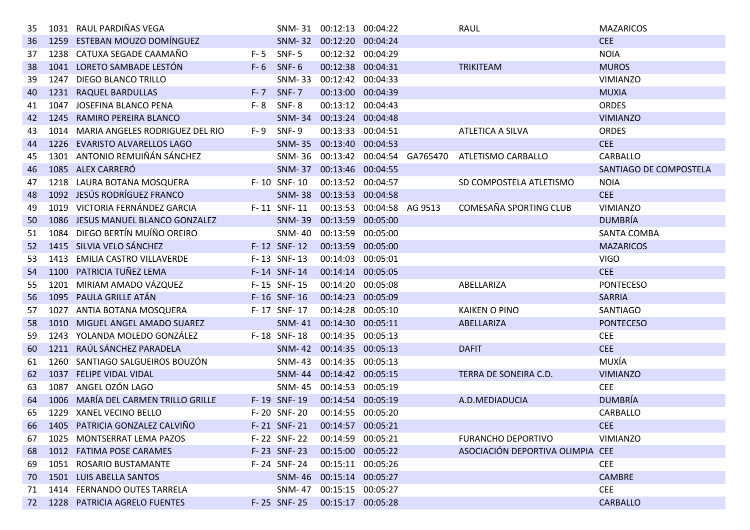| | | | | | | | | | | |
|---|---|---|---|---|---|---|---|---|---|---|
| 35 | 1031 | RAUL PARDIÑAS VEGA | | SNM- 31 | 00:12:13 | 00:04:22 | | RAUL | MAZARICOS |
| 36 | 1259 | ESTEBAN MOUZO DOMÍNGUEZ | | SNM- 32 | 00:12:20 | 00:04:24 | | | CEE |
| 37 | 1238 | CATUXA SEGADE CAAMAÑO | F- 5 | SNF- 5 | 00:12:32 | 00:04:29 | | | NOIA |
| 38 | 1041 | LORETO SAMBADE LESTÓN | F- 6 | SNF- 6 | 00:12:38 | 00:04:31 | | TRIKITEAM | MUROS |
| 39 | 1247 | DIEGO BLANCO TRILLO | | SNM- 33 | 00:12:42 | 00:04:33 | | | VIMIANZO |
| 40 | 1231 | RAQUEL BARDULLAS | F- 7 | SNF- 7 | 00:13:00 | 00:04:39 | | | MUXIA |
| 41 | 1047 | JOSEFINA BLANCO PENA | F- 8 | SNF- 8 | 00:13:12 | 00:04:43 | | | ORDES |
| 42 | 1245 | RAMIRO PEREIRA BLANCO | | SNM- 34 | 00:13:24 | 00:04:48 | | | VIMIANZO |
| 43 | 1014 | MARIA ANGELES RODRIGUEZ DEL RIO | F- 9 | SNF- 9 | 00:13:33 | 00:04:51 | | ATLETICA A SILVA | ORDES |
| 44 | 1226 | EVARISTO ALVARELLOS LAGO | | SNM- 35 | 00:13:40 | 00:04:53 | | | CEE |
| 45 | 1301 | ANTONIO REMUIÑÁN SÁNCHEZ | | SNM- 36 | 00:13:42 | 00:04:54 | GA765470 | ATLETISMO CARBALLO | CARBALLO |
| 46 | 1085 | ALEX CARRERÓ | | SNM- 37 | 00:13:46 | 00:04:55 | | | SANTIAGO DE COMPOSTELA |
| 47 | 1218 | LAURA BOTANA MOSQUERA | F- 10 | SNF- 10 | 00:13:52 | 00:04:57 | | SD COMPOSTELA ATLETISMO | NOIA |
| 48 | 1092 | JESÚS RODRÍGUEZ FRANCO | | SNM- 38 | 00:13:53 | 00:04:58 | | | CEE |
| 49 | 1019 | VICTORIA FERNÁNDEZ GARCIA | F- 11 | SNF- 11 | 00:13:53 | 00:04:58 | AG 9513 | COMESAÑA SPORTING CLUB | VIMIANZO |
| 50 | 1086 | JESUS MANUEL BLANCO GONZALEZ | | SNM- 39 | 00:13:59 | 00:05:00 | | | DUMBRÍA |
| 51 | 1084 | DIEGO BERTÍN MUÍÑO OREIRO | | SNM- 40 | 00:13:59 | 00:05:00 | | | SANTA COMBA |
| 52 | 1415 | SILVIA VELO SÁNCHEZ | F- 12 | SNF- 12 | 00:13:59 | 00:05:00 | | | MAZARICOS |
| 53 | 1413 | EMILIA CASTRO VILLAVERDE | F- 13 | SNF- 13 | 00:14:03 | 00:05:01 | | | VIGO |
| 54 | 1100 | PATRICIA TUÑEZ LEMA | F- 14 | SNF- 14 | 00:14:14 | 00:05:05 | | | CEE |
| 55 | 1201 | MIRIAM AMADO VÁZQUEZ | F- 15 | SNF- 15 | 00:14:20 | 00:05:08 | | ABELLARIZA | PONTECESO |
| 56 | 1095 | PAULA GRILLE ATÁN | F- 16 | SNF- 16 | 00:14:23 | 00:05:09 | | | SARRIA |
| 57 | 1027 | ANTIA BOTANA MOSQUERA | F- 17 | SNF- 17 | 00:14:28 | 00:05:10 | | KAIKEN O PINO | SANTIAGO |
| 58 | 1010 | MIGUEL ANGEL AMADO SUAREZ | | SNM- 41 | 00:14:30 | 00:05:11 | | ABELLARIZA | PONTECESO |
| 59 | 1243 | YOLANDA MOLEDO GONZÁLEZ | F- 18 | SNF- 18 | 00:14:35 | 00:05:13 | | | CEE |
| 60 | 1211 | RAÚL SÁNCHEZ PARADELA | | SNM- 42 | 00:14:35 | 00:05:13 | | DAFIT | CEE |
| 61 | 1260 | SANTIAGO SALGUEIROS BOUZÓN | | SNM- 43 | 00:14:35 | 00:05:13 | | | MUXÍA |
| 62 | 1037 | FELIPE VIDAL VIDAL | | SNM- 44 | 00:14:42 | 00:05:15 | | TERRA DE SONEIRA C.D. | VIMIANZO |
| 63 | 1087 | ANGEL OZÓN LAGO | | SNM- 45 | 00:14:53 | 00:05:19 | | | CEE |
| 64 | 1006 | MARÍA DEL CARMEN TRILLO GRILLE | F- 19 | SNF- 19 | 00:14:54 | 00:05:19 | | A.D.MEDIADUCIA | DUMBRÍA |
| 65 | 1229 | XANEL VECINO BELLO | F- 20 | SNF- 20 | 00:14:55 | 00:05:20 | | | CARBALLO |
| 66 | 1405 | PATRICIA GONZALEZ CALVIÑO | F- 21 | SNF- 21 | 00:14:57 | 00:05:21 | | | CEE |
| 67 | 1025 | MONTSERRAT LEMA PAZOS | F- 22 | SNF- 22 | 00:14:59 | 00:05:21 | | FURANCHO DEPORTIVO | VIMIANZO |
| 68 | 1012 | FATIMA POSE CARAMES | F- 23 | SNF- 23 | 00:15:00 | 00:05:22 | | ASOCIACIÓN DEPORTIVA OLIMPIA | CEE |
| 69 | 1051 | ROSARIO BUSTAMANTE | F- 24 | SNF- 24 | 00:15:11 | 00:05:26 | | | CEE |
| 70 | 1501 | LUIS ABELLA SANTOS | | SNM- 46 | 00:15:14 | 00:05:27 | | | CAMBRE |
| 71 | 1414 | FERNANDO OUTES TARRELA | | SNM- 47 | 00:15:15 | 00:05:27 | | | CEE |
| 72 | 1228 | PATRICIA AGRELO FUENTES | F- 25 | SNF- 25 | 00:15:17 | 00:05:28 | | | CARBALLO |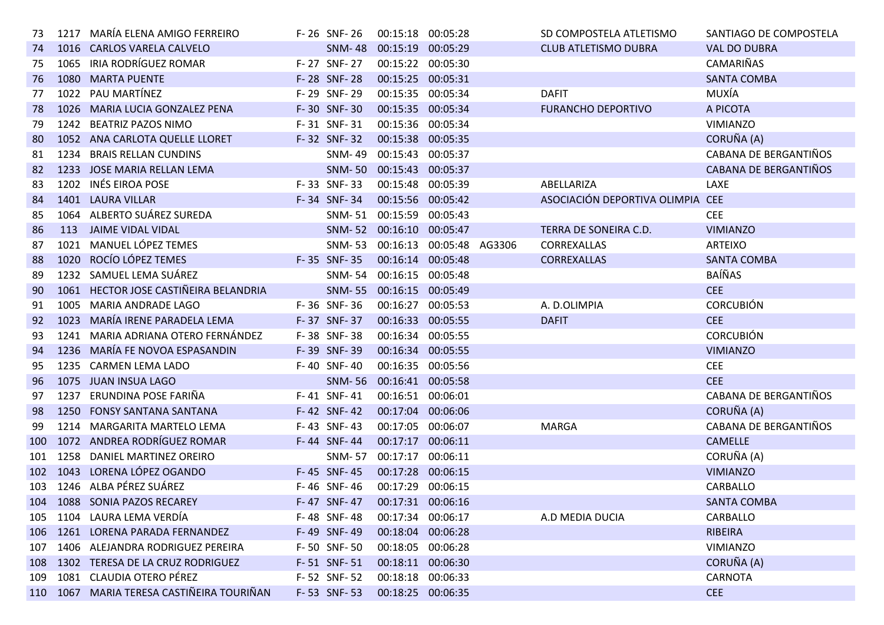| | | | | | | | | | |
|---|---|---|---|---|---|---|---|---|---|
| 73 | 1217 | MARÍA ELENA AMIGO FERREIRO | F- 26 | SNF- 26 | 00:15:18 | 00:05:28 | | SD COMPOSTELA ATLETISMO | SANTIAGO DE COMPOSTELA |
| 74 | 1016 | CARLOS VARELA CALVELO | | SNM- 48 | 00:15:19 | 00:05:29 | | CLUB ATLETISMO DUBRA | VAL DO DUBRA |
| 75 | 1065 | IRIA RODRÍGUEZ ROMAR | F- 27 | SNF- 27 | 00:15:22 | 00:05:30 | | | CAMARIÑAS |
| 76 | 1080 | MARTA PUENTE | F- 28 | SNF- 28 | 00:15:25 | 00:05:31 | | | SANTA COMBA |
| 77 | 1022 | PAU MARTÍNEZ | F- 29 | SNF- 29 | 00:15:35 | 00:05:34 | | DAFIT | MUXÍA |
| 78 | 1026 | MARIA LUCIA GONZALEZ PENA | F- 30 | SNF- 30 | 00:15:35 | 00:05:34 | | FURANCHO DEPORTIVO | A PICOTA |
| 79 | 1242 | BEATRIZ PAZOS NIMO | F- 31 | SNF- 31 | 00:15:36 | 00:05:34 | | | VIMIANZO |
| 80 | 1052 | ANA CARLOTA QUELLE LLORET | F- 32 | SNF- 32 | 00:15:38 | 00:05:35 | | | CORUÑA (A) |
| 81 | 1234 | BRAIS RELLAN CUNDINS | | SNM- 49 | 00:15:43 | 00:05:37 | | | CABANA DE BERGANTIÑOS |
| 82 | 1233 | JOSE MARIA RELLAN LEMA | | SNM- 50 | 00:15:43 | 00:05:37 | | | CABANA DE BERGANTIÑOS |
| 83 | 1202 | INÉS EIROA POSE | F- 33 | SNF- 33 | 00:15:48 | 00:05:39 | | ABELLARIZA | LAXE |
| 84 | 1401 | LAURA VILLAR | F- 34 | SNF- 34 | 00:15:56 | 00:05:42 | | ASOCIACIÓN DEPORTIVA OLIMPIA | CEE |
| 85 | 1064 | ALBERTO SUÁREZ SUREDA | | SNM- 51 | 00:15:59 | 00:05:43 | | | CEE |
| 86 | 113 | JAIME VIDAL VIDAL | | SNM- 52 | 00:16:10 | 00:05:47 | | TERRA DE SONEIRA C.D. | VIMIANZO |
| 87 | 1021 | MANUEL LÓPEZ TEMES | | SNM- 53 | 00:16:13 | 00:05:48 | AG3306 | CORREXALLAS | ARTEIXO |
| 88 | 1020 | ROCÍO LÓPEZ TEMES | F- 35 | SNF- 35 | 00:16:14 | 00:05:48 | | CORREXALLAS | SANTA COMBA |
| 89 | 1232 | SAMUEL LEMA SUÁREZ | | SNM- 54 | 00:16:15 | 00:05:48 | | | BAÍÑAS |
| 90 | 1061 | HECTOR JOSE CASTIÑEIRA BELANDRIA | | SNM- 55 | 00:16:15 | 00:05:49 | | | CEE |
| 91 | 1005 | MARIA ANDRADE LAGO | F- 36 | SNF- 36 | 00:16:27 | 00:05:53 | | A. D.OLIMPIA | CORCUBIÓN |
| 92 | 1023 | MARÍA IRENE PARADELA LEMA | F- 37 | SNF- 37 | 00:16:33 | 00:05:55 | | DAFIT | CEE |
| 93 | 1241 | MARIA ADRIANA OTERO FERNÁNDEZ | F- 38 | SNF- 38 | 00:16:34 | 00:05:55 | | | CORCUBIÓN |
| 94 | 1236 | MARÍA FE NOVOA ESPASANDIN | F- 39 | SNF- 39 | 00:16:34 | 00:05:55 | | | VIMIANZO |
| 95 | 1235 | CARMEN LEMA LADO | F- 40 | SNF- 40 | 00:16:35 | 00:05:56 | | | CEE |
| 96 | 1075 | JUAN INSUA LAGO | | SNM- 56 | 00:16:41 | 00:05:58 | | | CEE |
| 97 | 1237 | ERUNDINA POSE FARIÑA | F- 41 | SNF- 41 | 00:16:51 | 00:06:01 | | | CABANA DE BERGANTIÑOS |
| 98 | 1250 | FONSY SANTANA SANTANA | F- 42 | SNF- 42 | 00:17:04 | 00:06:06 | | | CORUÑA (A) |
| 99 | 1214 | MARGARITA MARTELO LEMA | F- 43 | SNF- 43 | 00:17:05 | 00:06:07 | | MARGA | CABANA DE BERGANTIÑOS |
| 100 | 1072 | ANDREA RODRÍGUEZ ROMAR | F- 44 | SNF- 44 | 00:17:17 | 00:06:11 | | | CAMELLE |
| 101 | 1258 | DANIEL MARTINEZ OREIRO | | SNM- 57 | 00:17:17 | 00:06:11 | | | CORUÑA (A) |
| 102 | 1043 | LORENA LÓPEZ OGANDO | F- 45 | SNF- 45 | 00:17:28 | 00:06:15 | | | VIMIANZO |
| 103 | 1246 | ALBA PÉREZ SUÁREZ | F- 46 | SNF- 46 | 00:17:29 | 00:06:15 | | | CARBALLO |
| 104 | 1088 | SONIA PAZOS RECAREY | F- 47 | SNF- 47 | 00:17:31 | 00:06:16 | | | SANTA COMBA |
| 105 | 1104 | LAURA LEMA VERDÍA | F- 48 | SNF- 48 | 00:17:34 | 00:06:17 | | A.D MEDIA DUCIA | CARBALLO |
| 106 | 1261 | LORENA PARADA FERNANDEZ | F- 49 | SNF- 49 | 00:18:04 | 00:06:28 | | | RIBEIRA |
| 107 | 1406 | ALEJANDRA RODRIGUEZ PEREIRA | F- 50 | SNF- 50 | 00:18:05 | 00:06:28 | | | VIMIANZO |
| 108 | 1302 | TERESA DE LA CRUZ RODRIGUEZ | F- 51 | SNF- 51 | 00:18:11 | 00:06:30 | | | CORUÑA (A) |
| 109 | 1081 | CLAUDIA OTERO PÉREZ | F- 52 | SNF- 52 | 00:18:18 | 00:06:33 | | | CARNOTA |
| 110 | 1067 | MARIA TERESA CASTIÑEIRA TOURIÑAN | F- 53 | SNF- 53 | 00:18:25 | 00:06:35 | | | CEE |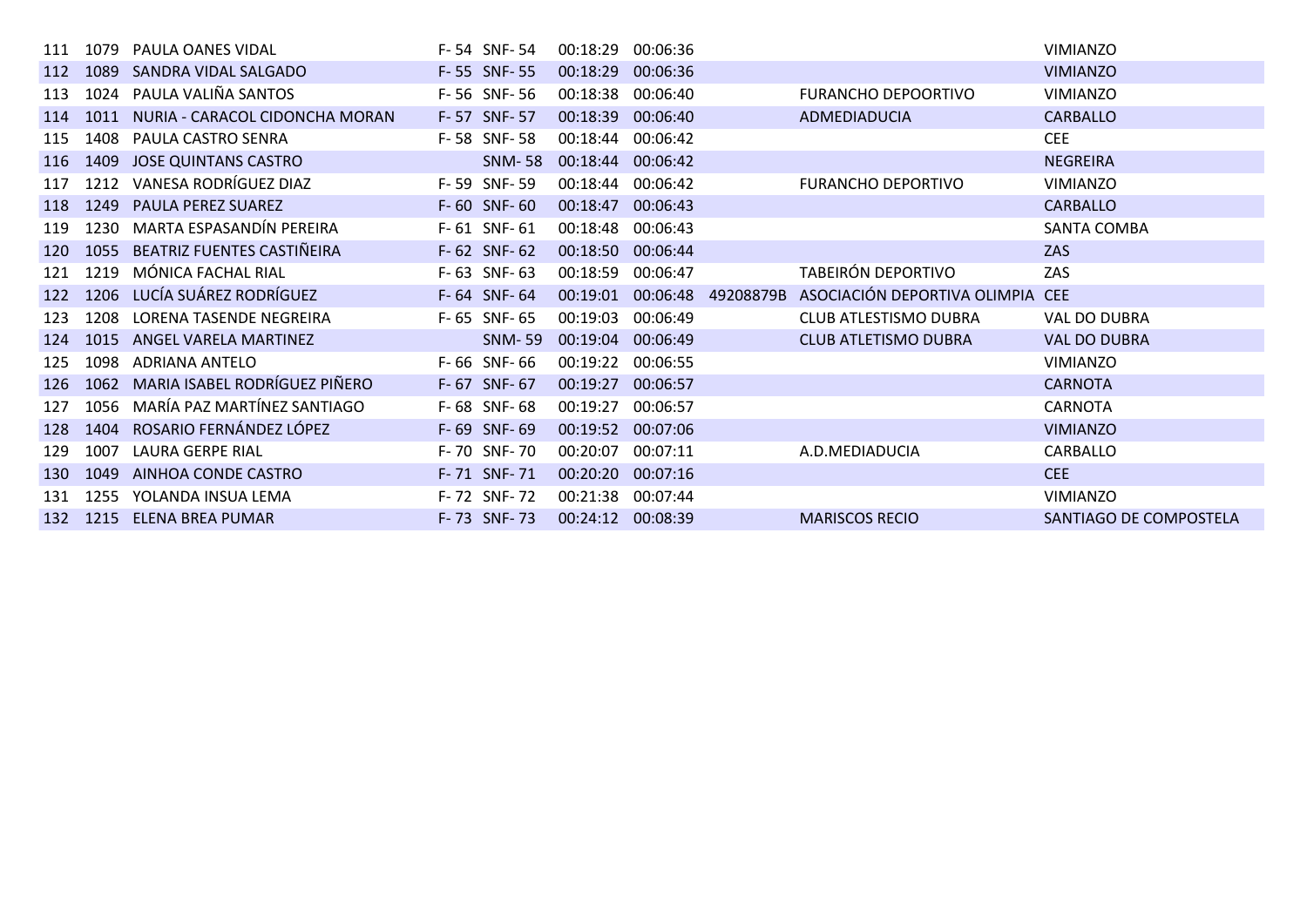| | | | | | | | | | | |
|---|---|---|---|---|---|---|---|---|---|---|
| 111 | 1079 | PAULA OANES VIDAL | F- 54 | SNF- 54 | 00:18:29 | 00:06:36 | | | | VIMIANZO |
| 112 | 1089 | SANDRA VIDAL SALGADO | F- 55 | SNF- 55 | 00:18:29 | 00:06:36 | | | | VIMIANZO |
| 113 | 1024 | PAULA VALIÑA SANTOS | F- 56 | SNF- 56 | 00:18:38 | 00:06:40 | | FURANCHO DEPOORTIVO | | VIMIANZO |
| 114 | 1011 | NURIA - CARACOL CIDONCHA MORAN | F- 57 | SNF- 57 | 00:18:39 | 00:06:40 | | ADMEDIADUCIA | | CARBALLO |
| 115 | 1408 | PAULA CASTRO SENRA | F- 58 | SNF- 58 | 00:18:44 | 00:06:42 | | | | CEE |
| 116 | 1409 | JOSE QUINTANS CASTRO | | SNM- 58 | 00:18:44 | 00:06:42 | | | | NEGREIRA |
| 117 | 1212 | VANESA RODRÍGUEZ DIAZ | F- 59 | SNF- 59 | 00:18:44 | 00:06:42 | | FURANCHO DEPORTIVO | | VIMIANZO |
| 118 | 1249 | PAULA PEREZ SUAREZ | F- 60 | SNF- 60 | 00:18:47 | 00:06:43 | | | | CARBALLO |
| 119 | 1230 | MARTA ESPASANDÍN PEREIRA | F- 61 | SNF- 61 | 00:18:48 | 00:06:43 | | | | SANTA COMBA |
| 120 | 1055 | BEATRIZ FUENTES CASTIÑEIRA | F- 62 | SNF- 62 | 00:18:50 | 00:06:44 | | | | ZAS |
| 121 | 1219 | MÓNICA FACHAL RIAL | F- 63 | SNF- 63 | 00:18:59 | 00:06:47 | | TABEIRÓN DEPORTIVO | | ZAS |
| 122 | 1206 | LUCÍA SUÁREZ RODRÍGUEZ | F- 64 | SNF- 64 | 00:19:01 | 00:06:48 | 49208879B | ASOCIACIÓN DEPORTIVA OLIMPIA | | CEE |
| 123 | 1208 | LORENA TASENDE NEGREIRA | F- 65 | SNF- 65 | 00:19:03 | 00:06:49 | | CLUB ATLESTISMO DUBRA | | VAL DO DUBRA |
| 124 | 1015 | ANGEL VARELA MARTINEZ | | SNM- 59 | 00:19:04 | 00:06:49 | | CLUB ATLETISMO DUBRA | | VAL DO DUBRA |
| 125 | 1098 | ADRIANA ANTELO | F- 66 | SNF- 66 | 00:19:22 | 00:06:55 | | | | VIMIANZO |
| 126 | 1062 | MARIA ISABEL RODRÍGUEZ PIÑERO | F- 67 | SNF- 67 | 00:19:27 | 00:06:57 | | | | CARNOTA |
| 127 | 1056 | MARÍA PAZ MARTÍNEZ SANTIAGO | F- 68 | SNF- 68 | 00:19:27 | 00:06:57 | | | | CARNOTA |
| 128 | 1404 | ROSARIO FERNÁNDEZ LÓPEZ | F- 69 | SNF- 69 | 00:19:52 | 00:07:06 | | | | VIMIANZO |
| 129 | 1007 | LAURA GERPE RIAL | F- 70 | SNF- 70 | 00:20:07 | 00:07:11 | | A.D.MEDIADUCIA | | CARBALLO |
| 130 | 1049 | AINHOA CONDE CASTRO | F- 71 | SNF- 71 | 00:20:20 | 00:07:16 | | | | CEE |
| 131 | 1255 | YOLANDA INSUA LEMA | F- 72 | SNF- 72 | 00:21:38 | 00:07:44 | | | | VIMIANZO |
| 132 | 1215 | ELENA BREA PUMAR | F- 73 | SNF- 73 | 00:24:12 | 00:08:39 | | MARISCOS RECIO | | SANTIAGO DE COMPOSTELA |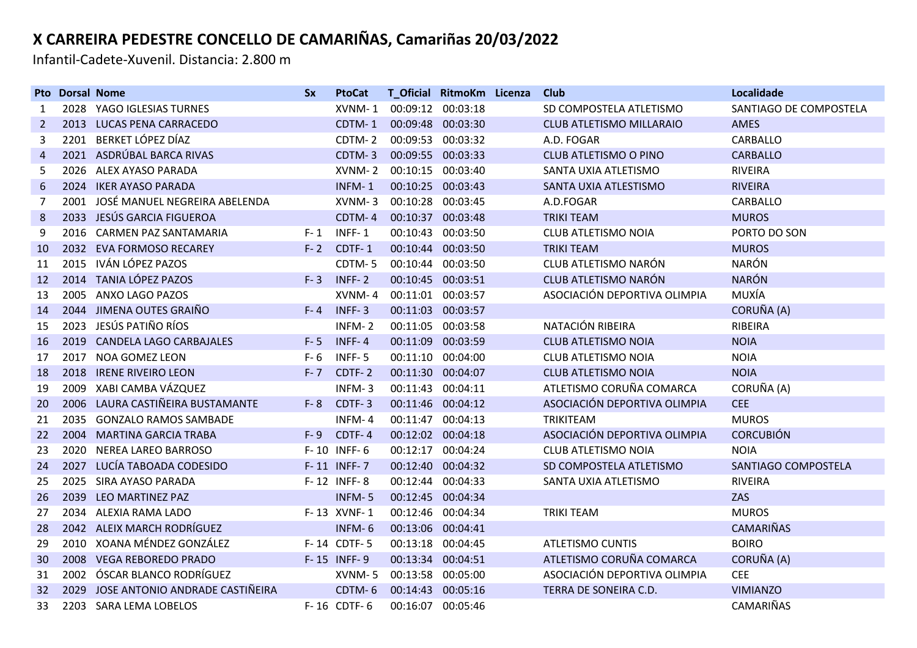# X CARREIRA PEDESTRE CONCELLO DE CAMARIÑAS, Camariñas 20/03/2022

Infantil-Cadete-Xuvenil. Distancia: 2.800 m

| Pto | Dorsal | Nome | Sx | PtoCat | T_Oficial | RitmoKm | Licenza | Club | Localidade |
|---|---|---|---|---|---|---|---|---|---|
| 1 | 2028 | YAGO IGLESIAS TURNES | | XVNM- 1 | 00:09:12 | 00:03:18 | | SD COMPOSTELA ATLETISMO | SANTIAGO DE COMPOSTELA |
| 2 | 2013 | LUCAS PENA CARRACEDO | | CDTM- 1 | 00:09:48 | 00:03:30 | | CLUB ATLETISMO MILLARAIO | AMES |
| 3 | 2201 | BERKET LÓPEZ DÍAZ | | CDTM- 2 | 00:09:53 | 00:03:32 | | A.D. FOGAR | CARBALLO |
| 4 | 2021 | ASDRÚBAL BARCA RIVAS | | CDTM- 3 | 00:09:55 | 00:03:33 | | CLUB ATLETISMO O PINO | CARBALLO |
| 5 | 2026 | ALEX AYASO PARADA | | XVNM- 2 | 00:10:15 | 00:03:40 | | SANTA UXIA ATLETISMO | RIVEIRA |
| 6 | 2024 | IKER AYASO PARADA | | INFM- 1 | 00:10:25 | 00:03:43 | | SANTA UXIA ATLESTISMO | RIVEIRA |
| 7 | 2001 | JOSÉ MANUEL NEGREIRA ABELENDA | | XVNM- 3 | 00:10:28 | 00:03:45 | | A.D.FOGAR | CARBALLO |
| 8 | 2033 | JESÚS GARCIA FIGUEROA | | CDTM- 4 | 00:10:37 | 00:03:48 | | TRIKI TEAM | MUROS |
| 9 | 2016 | CARMEN PAZ SANTAMARIA | F- 1 | INFF- 1 | 00:10:43 | 00:03:50 | | CLUB ATLETISMO NOIA | PORTO DO SON |
| 10 | 2032 | EVA FORMOSO RECAREY | F- 2 | CDTF- 1 | 00:10:44 | 00:03:50 | | TRIKI TEAM | MUROS |
| 11 | 2015 | IVÁN LÓPEZ PAZOS | | CDTM- 5 | 00:10:44 | 00:03:50 | | CLUB ATLETISMO NARÓN | NARÓN |
| 12 | 2014 | TANIA LÓPEZ PAZOS | F- 3 | INFF- 2 | 00:10:45 | 00:03:51 | | CLUB ATLETISMO NARÓN | NARÓN |
| 13 | 2005 | ANXO LAGO PAZOS | | XVNM- 4 | 00:11:01 | 00:03:57 | | ASOCIACIÓN DEPORTIVA OLIMPIA | MUXÍA |
| 14 | 2044 | JIMENA OUTES GRAIÑO | F- 4 | INFF- 3 | 00:11:03 | 00:03:57 | | | CORUÑA (A) |
| 15 | 2023 | JESÚS PATIÑO RÍOS | | INFM- 2 | 00:11:05 | 00:03:58 | | NATACIÓN RIBEIRA | RIBEIRA |
| 16 | 2019 | CANDELA LAGO CARBAJALES | F- 5 | INFF- 4 | 00:11:09 | 00:03:59 | | CLUB ATLETISMO NOIA | NOIA |
| 17 | 2017 | NOA GOMEZ LEON | F- 6 | INFF- 5 | 00:11:10 | 00:04:00 | | CLUB ATLETISMO NOIA | NOIA |
| 18 | 2018 | IRENE RIVEIRO LEON | F- 7 | CDTF- 2 | 00:11:30 | 00:04:07 | | CLUB ATLETISMO NOIA | NOIA |
| 19 | 2009 | XABI CAMBA VÁZQUEZ | | INFM- 3 | 00:11:43 | 00:04:11 | | ATLETISMO CORUÑA COMARCA | CORUÑA (A) |
| 20 | 2006 | LAURA CASTIÑEIRA BUSTAMANTE | F- 8 | CDTF- 3 | 00:11:46 | 00:04:12 | | ASOCIACIÓN DEPORTIVA OLIMPIA | CEE |
| 21 | 2035 | GONZALO RAMOS SAMBADE | | INFM- 4 | 00:11:47 | 00:04:13 | | TRIKITEAM | MUROS |
| 22 | 2004 | MARTINA GARCIA TRABA | F- 9 | CDTF- 4 | 00:12:02 | 00:04:18 | | ASOCIACIÓN DEPORTIVA OLIMPIA | CORCUBIÓN |
| 23 | 2020 | NEREA LAREO BARROSO | F- 10 | INFF- 6 | 00:12:17 | 00:04:24 | | CLUB ATLETISMO NOIA | NOIA |
| 24 | 2027 | LUCÍA TABOADA CODESIDO | F- 11 | INFF- 7 | 00:12:40 | 00:04:32 | | SD COMPOSTELA ATLETISMO | SANTIAGO COMPOSTELA |
| 25 | 2025 | SIRA AYASO PARADA | F- 12 | INFF- 8 | 00:12:44 | 00:04:33 | | SANTA UXIA ATLETISMO | RIVEIRA |
| 26 | 2039 | LEO MARTINEZ PAZ | | INFM- 5 | 00:12:45 | 00:04:34 | | | ZAS |
| 27 | 2034 | ALEXIA RAMA LADO | F- 13 | XVNF- 1 | 00:12:46 | 00:04:34 | | TRIKI TEAM | MUROS |
| 28 | 2042 | ALEIX MARCH RODRÍGUEZ | | INFM- 6 | 00:13:06 | 00:04:41 | | | CAMARIÑAS |
| 29 | 2010 | XOANA MÉNDEZ GONZÁLEZ | F- 14 | CDTF- 5 | 00:13:18 | 00:04:45 | | ATLETISMO CUNTIS | BOIRO |
| 30 | 2008 | VEGA REBOREDO PRADO | F- 15 | INFF- 9 | 00:13:34 | 00:04:51 | | ATLETISMO CORUÑA COMARCA | CORUÑA (A) |
| 31 | 2002 | ÓSCAR BLANCO RODRÍGUEZ | | XVNM- 5 | 00:13:58 | 00:05:00 | | ASOCIACIÓN DEPORTIVA OLIMPIA | CEE |
| 32 | 2029 | JOSE ANTONIO ANDRADE CASTIÑEIRA | | CDTM- 6 | 00:14:43 | 00:05:16 | | TERRA DE SONEIRA C.D. | VIMIANZO |
| 33 | 2203 | SARA LEMA LOBELOS | F- 16 | CDTF- 6 | 00:16:07 | 00:05:46 | | | CAMARIÑAS |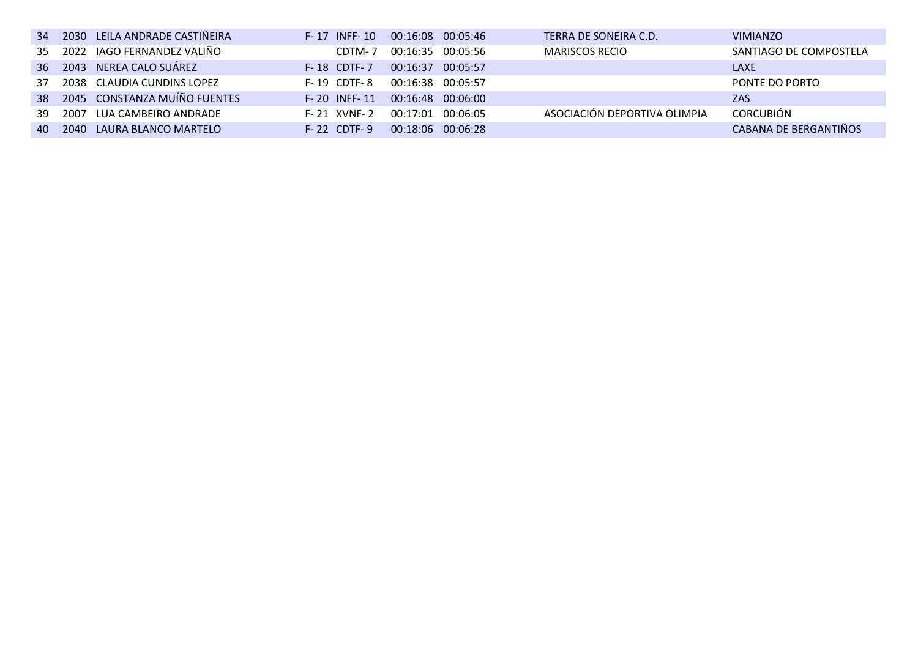| | | | | | | | | |
|---|---|---|---|---|---|---|---|---|
| 34 | 2030 | LEILA ANDRADE CASTIÑEIRA | F- 17 | INFF- 10 | 00:16:08 | 00:05:46 | TERRA DE SONEIRA C.D. | VIMIANZO |
| 35 | 2022 | IAGO FERNANDEZ VALIÑO | | CDTM- 7 | 00:16:35 | 00:05:56 | MARISCOS RECIO | SANTIAGO DE COMPOSTELA |
| 36 | 2043 | NEREA CALO SUÁREZ | F- 18 | CDTF- 7 | 00:16:37 | 00:05:57 | | LAXE |
| 37 | 2038 | CLAUDIA CUNDINS LOPEZ | F- 19 | CDTF- 8 | 00:16:38 | 00:05:57 | | PONTE DO PORTO |
| 38 | 2045 | CONSTANZA MUÍÑO FUENTES | F- 20 | INFF- 11 | 00:16:48 | 00:06:00 | | ZAS |
| 39 | 2007 | LUA CAMBEIRO ANDRADE | F- 21 | XVNF- 2 | 00:17:01 | 00:06:05 | ASOCIACIÓN DEPORTIVA OLIMPIA | CORCUBIÓN |
| 40 | 2040 | LAURA BLANCO MARTELO | F- 22 | CDTF- 9 | 00:18:06 | 00:06:28 | | CABANA DE BERGANTIÑOS |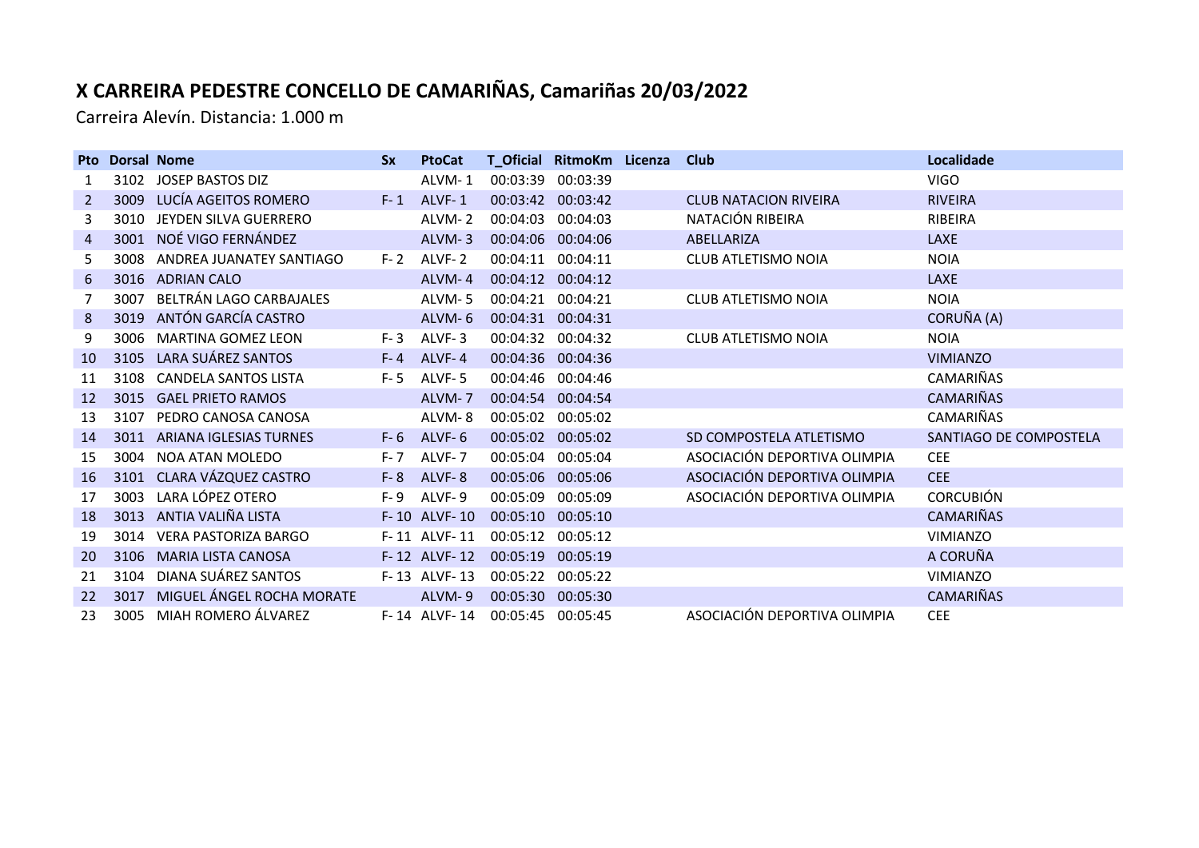# X CARREIRA PEDESTRE CONCELLO DE CAMARIÑAS, Camariñas 20/03/2022

Carreira Alevín. Distancia: 1.000 m

| Pto | Dorsal | Nome | Sx | PtoCat | T_Oficial | RitmoKm | Licenza | Club | Localidade |
|---|---|---|---|---|---|---|---|---|---|
| 1 | 3102 | JOSEP BASTOS DIZ | | ALVM- 1 | 00:03:39 | 00:03:39 | | | VIGO |
| 2 | 3009 | LUCÍA AGEITOS ROMERO | F- 1 | ALVF- 1 | 00:03:42 | 00:03:42 | | CLUB NATACION RIVEIRA | RIVEIRA |
| 3 | 3010 | JEYDEN SILVA GUERRERO | | ALVM- 2 | 00:04:03 | 00:04:03 | | NATACIÓN RIBEIRA | RIBEIRA |
| 4 | 3001 | NOÉ VIGO FERNÁNDEZ | | ALVM- 3 | 00:04:06 | 00:04:06 | | ABELLARIZA | LAXE |
| 5 | 3008 | ANDREA JUANATEY SANTIAGO | F- 2 | ALVF- 2 | 00:04:11 | 00:04:11 | | CLUB ATLETISMO NOIA | NOIA |
| 6 | 3016 | ADRIAN CALO | | ALVM- 4 | 00:04:12 | 00:04:12 | | | LAXE |
| 7 | 3007 | BELTRÁN LAGO CARBAJALES | | ALVM- 5 | 00:04:21 | 00:04:21 | | CLUB ATLETISMO NOIA | NOIA |
| 8 | 3019 | ANTÓN GARCÍA CASTRO | | ALVM- 6 | 00:04:31 | 00:04:31 | | | CORUÑA (A) |
| 9 | 3006 | MARTINA GOMEZ LEON | F- 3 | ALVF- 3 | 00:04:32 | 00:04:32 | | CLUB ATLETISMO NOIA | NOIA |
| 10 | 3105 | LARA SUÁREZ SANTOS | F- 4 | ALVF- 4 | 00:04:36 | 00:04:36 | | | VIMIANZO |
| 11 | 3108 | CANDELA SANTOS LISTA | F- 5 | ALVF- 5 | 00:04:46 | 00:04:46 | | | CAMARIÑAS |
| 12 | 3015 | GAEL PRIETO RAMOS | | ALVM- 7 | 00:04:54 | 00:04:54 | | | CAMARIÑAS |
| 13 | 3107 | PEDRO CANOSA CANOSA | | ALVM- 8 | 00:05:02 | 00:05:02 | | | CAMARIÑAS |
| 14 | 3011 | ARIANA IGLESIAS TURNES | F- 6 | ALVF- 6 | 00:05:02 | 00:05:02 | | SD COMPOSTELA ATLETISMO | SANTIAGO DE COMPOSTELA |
| 15 | 3004 | NOA ATAN MOLEDO | F- 7 | ALVF- 7 | 00:05:04 | 00:05:04 | | ASOCIACIÓN DEPORTIVA OLIMPIA | CEE |
| 16 | 3101 | CLARA VÁZQUEZ CASTRO | F- 8 | ALVF- 8 | 00:05:06 | 00:05:06 | | ASOCIACIÓN DEPORTIVA OLIMPIA | CEE |
| 17 | 3003 | LARA LÓPEZ OTERO | F- 9 | ALVF- 9 | 00:05:09 | 00:05:09 | | ASOCIACIÓN DEPORTIVA OLIMPIA | CORCUBIÓN |
| 18 | 3013 | ANTIA VALIÑA LISTA | F- 10 | ALVF- 10 | 00:05:10 | 00:05:10 | | | CAMARIÑAS |
| 19 | 3014 | VERA PASTORIZA BARGO | F- 11 | ALVF- 11 | 00:05:12 | 00:05:12 | | | VIMIANZO |
| 20 | 3106 | MARIA LISTA CANOSA | F- 12 | ALVF- 12 | 00:05:19 | 00:05:19 | | | A CORUÑA |
| 21 | 3104 | DIANA SUÁREZ SANTOS | F- 13 | ALVF- 13 | 00:05:22 | 00:05:22 | | | VIMIANZO |
| 22 | 3017 | MIGUEL ÁNGEL ROCHA MORATE | | ALVM- 9 | 00:05:30 | 00:05:30 | | | CAMARIÑAS |
| 23 | 3005 | MIAH ROMERO ÁLVAREZ | F- 14 | ALVF- 14 | 00:05:45 | 00:05:45 | | ASOCIACIÓN DEPORTIVA OLIMPIA | CEE |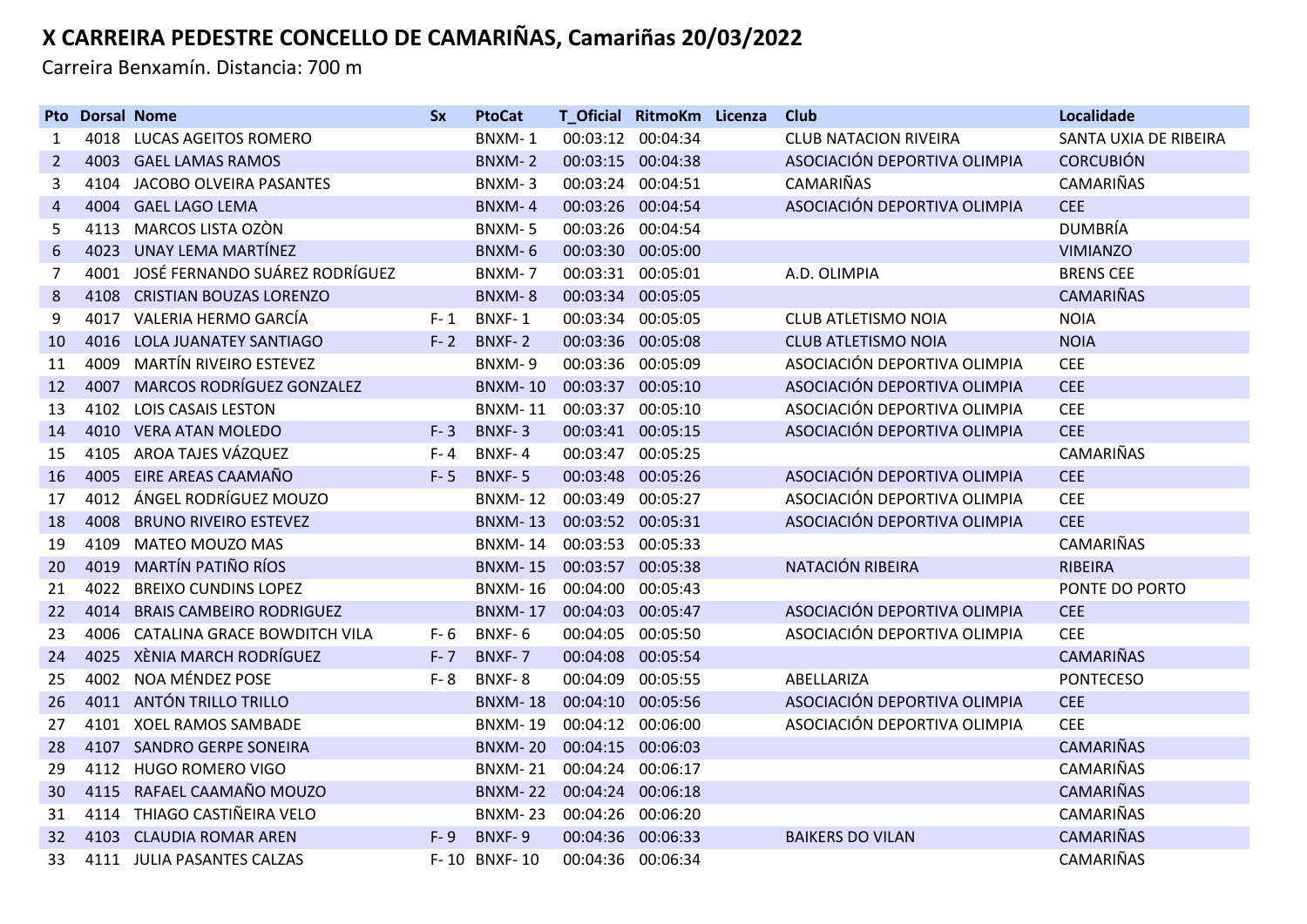# X CARREIRA PEDESTRE CONCELLO DE CAMARIÑAS, Camariñas 20/03/2022

Carreira Benxamín. Distancia: 700 m

| Pto | Dorsal | Nome | Sx | PtoCat | T_Oficial | RitmoKm | Licenza | Club | Localidade |
|---|---|---|---|---|---|---|---|---|---|
| 1 | 4018 | LUCAS AGEITOS ROMERO | | BNXM- 1 | 00:03:12 | 00:04:34 | | CLUB NATACION RIVEIRA | SANTA UXIA DE RIBEIRA |
| 2 | 4003 | GAEL LAMAS RAMOS | | BNXM- 2 | 00:03:15 | 00:04:38 | | ASOCIACIÓN DEPORTIVA OLIMPIA | CORCUBIÓN |
| 3 | 4104 | JACOBO OLVEIRA PASANTES | | BNXM- 3 | 00:03:24 | 00:04:51 | | CAMARIÑAS | CAMARIÑAS |
| 4 | 4004 | GAEL LAGO LEMA | | BNXM- 4 | 00:03:26 | 00:04:54 | | ASOCIACIÓN DEPORTIVA OLIMPIA | CEE |
| 5 | 4113 | MARCOS LISTA OZÒN | | BNXM- 5 | 00:03:26 | 00:04:54 | | | DUMBRÍA |
| 6 | 4023 | UNAY LEMA MARTÍNEZ | | BNXM- 6 | 00:03:30 | 00:05:00 | | | VIMIANZO |
| 7 | 4001 | JOSÉ FERNANDO SUÁREZ RODRÍGUEZ | | BNXM- 7 | 00:03:31 | 00:05:01 | | A.D. OLIMPIA | BRENS CEE |
| 8 | 4108 | CRISTIAN BOUZAS LORENZO | | BNXM- 8 | 00:03:34 | 00:05:05 | | | CAMARIÑAS |
| 9 | 4017 | VALERIA HERMO GARCÍA | F- 1 | BNXF- 1 | 00:03:34 | 00:05:05 | | CLUB ATLETISMO NOIA | NOIA |
| 10 | 4016 | LOLA JUANATEY SANTIAGO | F- 2 | BNXF- 2 | 00:03:36 | 00:05:08 | | CLUB ATLETISMO NOIA | NOIA |
| 11 | 4009 | MARTÍN RIVEIRO ESTEVEZ | | BNXM- 9 | 00:03:36 | 00:05:09 | | ASOCIACIÓN DEPORTIVA OLIMPIA | CEE |
| 12 | 4007 | MARCOS RODRÍGUEZ GONZALEZ | | BNXM- 10 | 00:03:37 | 00:05:10 | | ASOCIACIÓN DEPORTIVA OLIMPIA | CEE |
| 13 | 4102 | LOIS CASAIS LESTON | | BNXM- 11 | 00:03:37 | 00:05:10 | | ASOCIACIÓN DEPORTIVA OLIMPIA | CEE |
| 14 | 4010 | VERA ATAN MOLEDO | F- 3 | BNXF- 3 | 00:03:41 | 00:05:15 | | ASOCIACIÓN DEPORTIVA OLIMPIA | CEE |
| 15 | 4105 | AROA TAJES VÁZQUEZ | F- 4 | BNXF- 4 | 00:03:47 | 00:05:25 | | | CAMARIÑAS |
| 16 | 4005 | EIRE AREAS CAAMAÑO | F- 5 | BNXF- 5 | 00:03:48 | 00:05:26 | | ASOCIACIÓN DEPORTIVA OLIMPIA | CEE |
| 17 | 4012 | ÁNGEL RODRÍGUEZ MOUZO | | BNXM- 12 | 00:03:49 | 00:05:27 | | ASOCIACIÓN DEPORTIVA OLIMPIA | CEE |
| 18 | 4008 | BRUNO RIVEIRO ESTEVEZ | | BNXM- 13 | 00:03:52 | 00:05:31 | | ASOCIACIÓN DEPORTIVA OLIMPIA | CEE |
| 19 | 4109 | MATEO MOUZO MAS | | BNXM- 14 | 00:03:53 | 00:05:33 | | | CAMARIÑAS |
| 20 | 4019 | MARTÍN PATIÑO RÍOS | | BNXM- 15 | 00:03:57 | 00:05:38 | | NATACIÓN RIBEIRA | RIBEIRA |
| 21 | 4022 | BREIXO CUNDINS LOPEZ | | BNXM- 16 | 00:04:00 | 00:05:43 | | | PONTE DO PORTO |
| 22 | 4014 | BRAIS CAMBEIRO RODRIGUEZ | | BNXM- 17 | 00:04:03 | 00:05:47 | | ASOCIACIÓN DEPORTIVA OLIMPIA | CEE |
| 23 | 4006 | CATALINA GRACE BOWDITCH VILA | F- 6 | BNXF- 6 | 00:04:05 | 00:05:50 | | ASOCIACIÓN DEPORTIVA OLIMPIA | CEE |
| 24 | 4025 | XÈNIA MARCH RODRÍGUEZ | F- 7 | BNXF- 7 | 00:04:08 | 00:05:54 | | | CAMARIÑAS |
| 25 | 4002 | NOA MÉNDEZ POSE | F- 8 | BNXF- 8 | 00:04:09 | 00:05:55 | | ABELLARIZA | PONTECESO |
| 26 | 4011 | ANTÓN TRILLO TRILLO | | BNXM- 18 | 00:04:10 | 00:05:56 | | ASOCIACIÓN DEPORTIVA OLIMPIA | CEE |
| 27 | 4101 | XOEL RAMOS SAMBADE | | BNXM- 19 | 00:04:12 | 00:06:00 | | ASOCIACIÓN DEPORTIVA OLIMPIA | CEE |
| 28 | 4107 | SANDRO GERPE SONEIRA | | BNXM- 20 | 00:04:15 | 00:06:03 | | | CAMARIÑAS |
| 29 | 4112 | HUGO ROMERO VIGO | | BNXM- 21 | 00:04:24 | 00:06:17 | | | CAMARIÑAS |
| 30 | 4115 | RAFAEL CAAMAÑO MOUZO | | BNXM- 22 | 00:04:24 | 00:06:18 | | | CAMARIÑAS |
| 31 | 4114 | THIAGO CASTIÑEIRA VELO | | BNXM- 23 | 00:04:26 | 00:06:20 | | | CAMARIÑAS |
| 32 | 4103 | CLAUDIA ROMAR AREN | F- 9 | BNXF- 9 | 00:04:36 | 00:06:33 | | BAIKERS DO VILAN | CAMARIÑAS |
| 33 | 4111 | JULIA PASANTES CALZAS | F- 10 | BNXF- 10 | 00:04:36 | 00:06:34 | | | CAMARIÑAS |